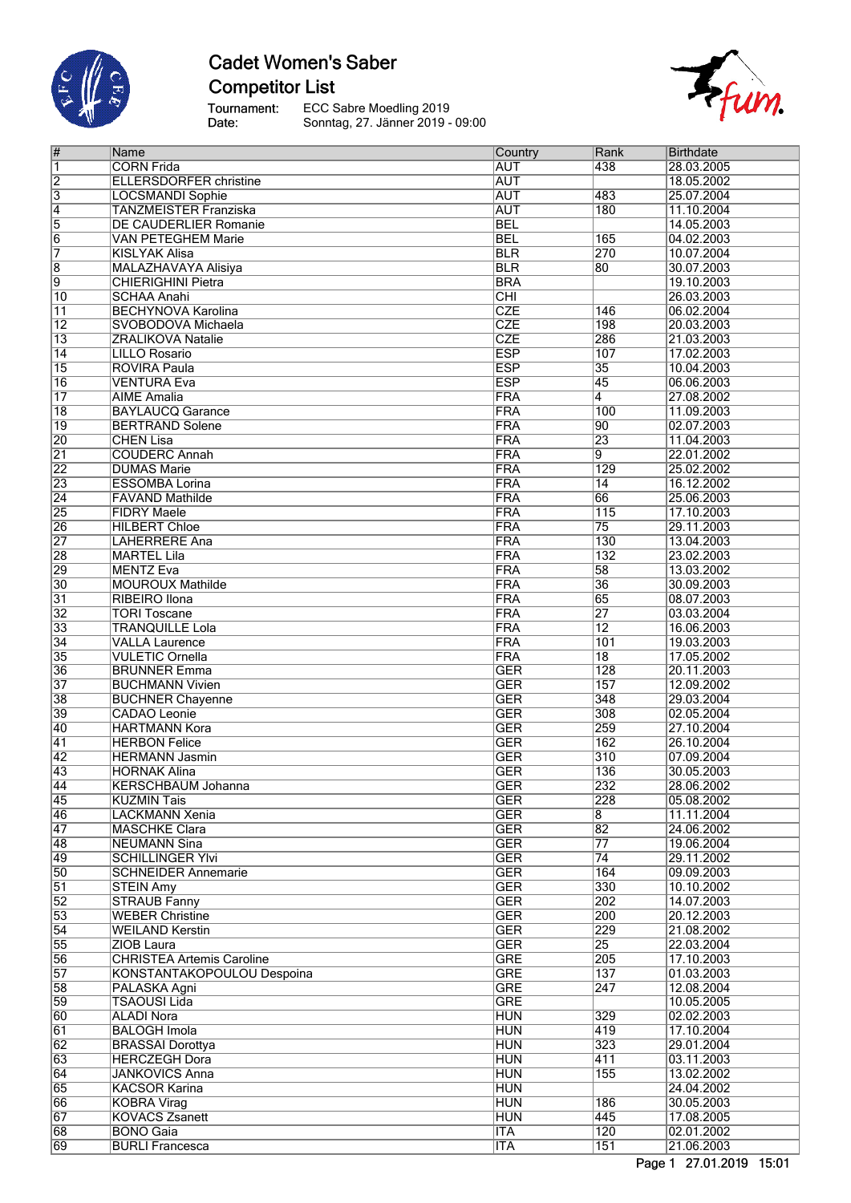# Cadet Women's Saber
## Competitor List

Tournament: ECC Sabre Moedling 2019
Date: Sonntag, 27. Jänner 2019 - 09:00

| # | Name | Country | Rank | Birthdate |
|---|---|---|---|---|
| 1 | CORN Frida | AUT | 438 | 28.03.2005 |
| 2 | ELLERSDORFER christine | AUT | | 18.05.2002 |
| 3 | LOCSMANDI Sophie | AUT | 483 | 25.07.2004 |
| 4 | TANZMEISTER Franziska | AUT | 180 | 11.10.2004 |
| 5 | DE CAUDERLIER Romanie | BEL | | 14.05.2003 |
| 6 | VAN PETEGHEM Marie | BEL | 165 | 04.02.2003 |
| 7 | KISLYAK Alisa | BLR | 270 | 10.07.2004 |
| 8 | MALAZHAVAYA Alisiya | BLR | 80 | 30.07.2003 |
| 9 | CHIERIGHINI Pietra | BRA | | 19.10.2003 |
| 10 | SCHAA Anahi | CHI | | 26.03.2003 |
| 11 | BECHYNOVA Karolina | CZE | 146 | 06.02.2004 |
| 12 | SVOBODOVA Michaela | CZE | 198 | 20.03.2003 |
| 13 | ZRALIKOVA Natalie | CZE | 286 | 21.03.2003 |
| 14 | LILLO Rosario | ESP | 107 | 17.02.2003 |
| 15 | ROVIRA Paula | ESP | 35 | 10.04.2003 |
| 16 | VENTURA Eva | ESP | 45 | 06.06.2003 |
| 17 | AIME Amalia | FRA | 4 | 27.08.2002 |
| 18 | BAYLAUCQ Garance | FRA | 100 | 11.09.2003 |
| 19 | BERTRAND Solene | FRA | 90 | 02.07.2003 |
| 20 | CHEN Lisa | FRA | 23 | 11.04.2003 |
| 21 | COUDERC Annah | FRA | 9 | 22.01.2002 |
| 22 | DUMAS Marie | FRA | 129 | 25.02.2002 |
| 23 | ESSOMBA Lorina | FRA | 14 | 16.12.2002 |
| 24 | FAVAND Mathilde | FRA | 66 | 25.06.2003 |
| 25 | FIDRY Maele | FRA | 115 | 17.10.2003 |
| 26 | HILBERT Chloe | FRA | 75 | 29.11.2003 |
| 27 | LAHERRERE Ana | FRA | 130 | 13.04.2003 |
| 28 | MARTEL Lila | FRA | 132 | 23.02.2003 |
| 29 | MENTZ Eva | FRA | 58 | 13.03.2002 |
| 30 | MOUROUX Mathilde | FRA | 36 | 30.09.2003 |
| 31 | RIBEIRO Ilona | FRA | 65 | 08.07.2003 |
| 32 | TORI Toscane | FRA | 27 | 03.03.2004 |
| 33 | TRANQUILLE Lola | FRA | 12 | 16.06.2003 |
| 34 | VALLA Laurence | FRA | 101 | 19.03.2003 |
| 35 | VULETIC Ornella | FRA | 18 | 17.05.2002 |
| 36 | BRUNNER Emma | GER | 128 | 20.11.2003 |
| 37 | BUCHMANN Vivien | GER | 157 | 12.09.2002 |
| 38 | BUCHNER Chayenne | GER | 348 | 29.03.2004 |
| 39 | CADAO Leonie | GER | 308 | 02.05.2004 |
| 40 | HARTMANN Kora | GER | 259 | 27.10.2004 |
| 41 | HERBON Felice | GER | 162 | 26.10.2004 |
| 42 | HERMANN Jasmin | GER | 310 | 07.09.2004 |
| 43 | HORNAK Alina | GER | 136 | 30.05.2003 |
| 44 | KERSCHBAUM Johanna | GER | 232 | 28.06.2002 |
| 45 | KUZMIN Tais | GER | 228 | 05.08.2002 |
| 46 | LACKMANN Xenia | GER | 8 | 11.11.2004 |
| 47 | MASCHKE Clara | GER | 82 | 24.06.2002 |
| 48 | NEUMANN Sina | GER | 77 | 19.06.2004 |
| 49 | SCHILLINGER Ylvi | GER | 74 | 29.11.2002 |
| 50 | SCHNEIDER Annemarie | GER | 164 | 09.09.2003 |
| 51 | STEIN Amy | GER | 330 | 10.10.2002 |
| 52 | STRAUB Fanny | GER | 202 | 14.07.2003 |
| 53 | WEBER Christine | GER | 200 | 20.12.2003 |
| 54 | WEILAND Kerstin | GER | 229 | 21.08.2002 |
| 55 | ZIOB Laura | GER | 25 | 22.03.2004 |
| 56 | CHRISTEA Artemis Caroline | GRE | 205 | 17.10.2003 |
| 57 | KONSTANTAKOPOULOU Despoina | GRE | 137 | 01.03.2003 |
| 58 | PALASKA Agni | GRE | 247 | 12.08.2004 |
| 59 | TSAOUSI Lida | GRE | | 10.05.2005 |
| 60 | ALADI Nora | HUN | 329 | 02.02.2003 |
| 61 | BALOGH Imola | HUN | 419 | 17.10.2004 |
| 62 | BRASSAI Dorottya | HUN | 323 | 29.01.2004 |
| 63 | HERCZEGH Dora | HUN | 411 | 03.11.2003 |
| 64 | JANKOVICS Anna | HUN | 155 | 13.02.2002 |
| 65 | KACSOR Karina | HUN | | 24.04.2002 |
| 66 | KOBRA Virag | HUN | 186 | 30.05.2003 |
| 67 | KOVACS Zsanett | HUN | 445 | 17.08.2005 |
| 68 | BONO Gaia | ITA | 120 | 02.01.2002 |
| 69 | BURLI Francesca | ITA | 151 | 21.06.2003 |

Page 1 27.01.2019 15:01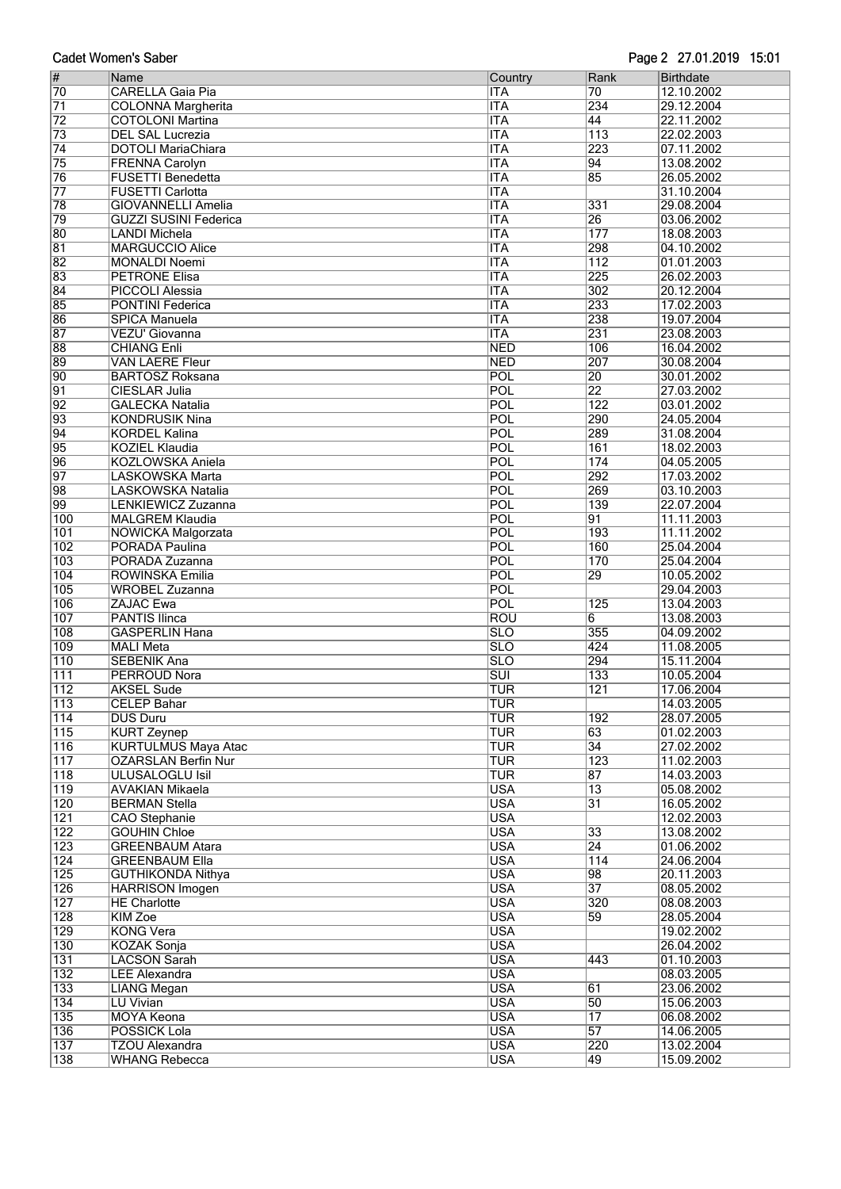| # | Name | Country | Rank | Birthdate |
|---|---|---|---|---|
| 70 | CARELLA Gaia Pia | ITA | 70 | 12.10.2002 |
| 71 | COLONNA Margherita | ITA | 234 | 29.12.2004 |
| 72 | COTOLONI Martina | ITA | 44 | 22.11.2002 |
| 73 | DEL SAL Lucrezia | ITA | 113 | 22.02.2003 |
| 74 | DOTOLI MariaChiara | ITA | 223 | 07.11.2002 |
| 75 | FRENNA Carolyn | ITA | 94 | 13.08.2002 |
| 76 | FUSETTI Benedetta | ITA | 85 | 26.05.2002 |
| 77 | FUSETTI Carlotta | ITA | | 31.10.2004 |
| 78 | GIOVANNELLI Amelia | ITA | 331 | 29.08.2004 |
| 79 | GUZZI SUSINI Federica | ITA | 26 | 03.06.2002 |
| 80 | LANDI Michela | ITA | 177 | 18.08.2003 |
| 81 | MARGUCCIO Alice | ITA | 298 | 04.10.2002 |
| 82 | MONALDI Noemi | ITA | 112 | 01.01.2003 |
| 83 | PETRONE Elisa | ITA | 225 | 26.02.2003 |
| 84 | PICCOLI Alessia | ITA | 302 | 20.12.2004 |
| 85 | PONTINI Federica | ITA | 233 | 17.02.2003 |
| 86 | SPICA Manuela | ITA | 238 | 19.07.2004 |
| 87 | VEZU' Giovanna | ITA | 231 | 23.08.2003 |
| 88 | CHIANG Enli | NED | 106 | 16.04.2002 |
| 89 | VAN LAERE Fleur | NED | 207 | 30.08.2004 |
| 90 | BARTOSZ Roksana | POL | 20 | 30.01.2002 |
| 91 | CIESLAR Julia | POL | 22 | 27.03.2002 |
| 92 | GALECKA Natalia | POL | 122 | 03.01.2002 |
| 93 | KONDRUSIK Nina | POL | 290 | 24.05.2004 |
| 94 | KORDEL Kalina | POL | 289 | 31.08.2004 |
| 95 | KOZIEL Klaudia | POL | 161 | 18.02.2003 |
| 96 | KOZLOWSKA Aniela | POL | 174 | 04.05.2005 |
| 97 | LASKOWSKA Marta | POL | 292 | 17.03.2002 |
| 98 | LASKOWSKA Natalia | POL | 269 | 03.10.2003 |
| 99 | LENKIEWICZ Zuzanna | POL | 139 | 22.07.2004 |
| 100 | MALGREM Klaudia | POL | 91 | 11.11.2003 |
| 101 | NOWICKA Malgorzata | POL | 193 | 11.11.2002 |
| 102 | PORADA Paulina | POL | 160 | 25.04.2004 |
| 103 | PORADA Zuzanna | POL | 170 | 25.04.2004 |
| 104 | ROWINSKA Emilia | POL | 29 | 10.05.2002 |
| 105 | WROBEL Zuzanna | POL | | 29.04.2003 |
| 106 | ZAJAC Ewa | POL | 125 | 13.04.2003 |
| 107 | PANTIS Ilinca | ROU | 6 | 13.08.2003 |
| 108 | GASPERLIN Hana | SLO | 355 | 04.09.2002 |
| 109 | MALI Meta | SLO | 424 | 11.08.2005 |
| 110 | SEBENIK Ana | SLO | 294 | 15.11.2004 |
| 111 | PERROUD Nora | SUI | 133 | 10.05.2004 |
| 112 | AKSEL Sude | TUR | 121 | 17.06.2004 |
| 113 | CELEP Bahar | TUR | | 14.03.2005 |
| 114 | DUS Duru | TUR | 192 | 28.07.2005 |
| 115 | KURT Zeynep | TUR | 63 | 01.02.2003 |
| 116 | KURTULMUS Maya Atac | TUR | 34 | 27.02.2002 |
| 117 | OZARSLAN Berfin Nur | TUR | 123 | 11.02.2003 |
| 118 | ULUSALOGLU Isil | TUR | 87 | 14.03.2003 |
| 119 | AVAKIAN Mikaela | USA | 13 | 05.08.2002 |
| 120 | BERMAN Stella | USA | 31 | 16.05.2002 |
| 121 | CAO Stephanie | USA | | 12.02.2003 |
| 122 | GOUHIN Chloe | USA | 33 | 13.08.2002 |
| 123 | GREENBAUM Atara | USA | 24 | 01.06.2002 |
| 124 | GREENBAUM Ella | USA | 114 | 24.06.2004 |
| 125 | GUTHIKONDA Nithya | USA | 98 | 20.11.2003 |
| 126 | HARRISON Imogen | USA | 37 | 08.05.2002 |
| 127 | HE Charlotte | USA | 320 | 08.08.2003 |
| 128 | KIM Zoe | USA | 59 | 28.05.2004 |
| 129 | KONG Vera | USA | | 19.02.2002 |
| 130 | KOZAK Sonja | USA | | 26.04.2002 |
| 131 | LACSON Sarah | USA | 443 | 01.10.2003 |
| 132 | LEE Alexandra | USA | | 08.03.2005 |
| 133 | LIANG Megan | USA | 61 | 23.06.2002 |
| 134 | LU Vivian | USA | 50 | 15.06.2003 |
| 135 | MOYA Keona | USA | 17 | 06.08.2002 |
| 136 | POSSICK Lola | USA | 57 | 14.06.2005 |
| 137 | TZOU Alexandra | USA | 220 | 13.02.2004 |
| 138 | WHANG Rebecca | USA | 49 | 15.09.2002 |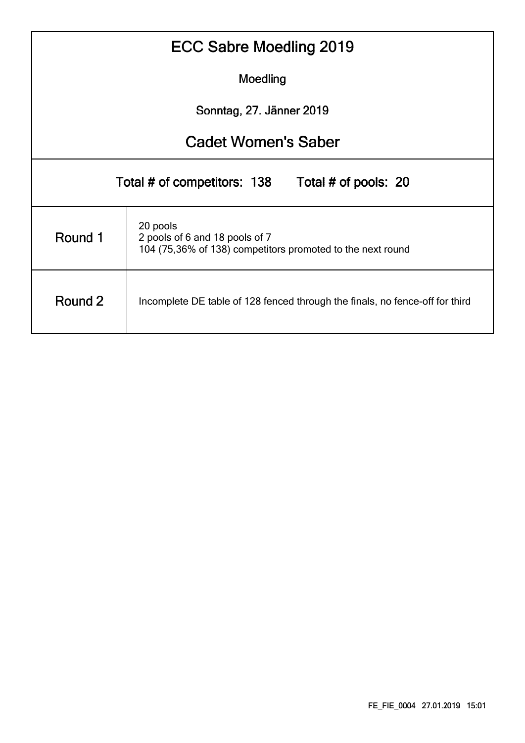# ECC Sabre Moedling 2019

Moedling

Sonntag, 27. Jänner 2019

## Cadet Women's Saber

Total # of competitors: 138 Total # of pools: 20

| | |
|---|---|
| Round 1 | 20 pools<br>2 pools of 6 and 18 pools of 7<br>104 (75,36% of 138) competitors promoted to the next round |
| Round 2 | Incomplete DE table of 128 fenced through the finals, no fence-off for third |

FE_FIE_0004 27.01.2019 15:01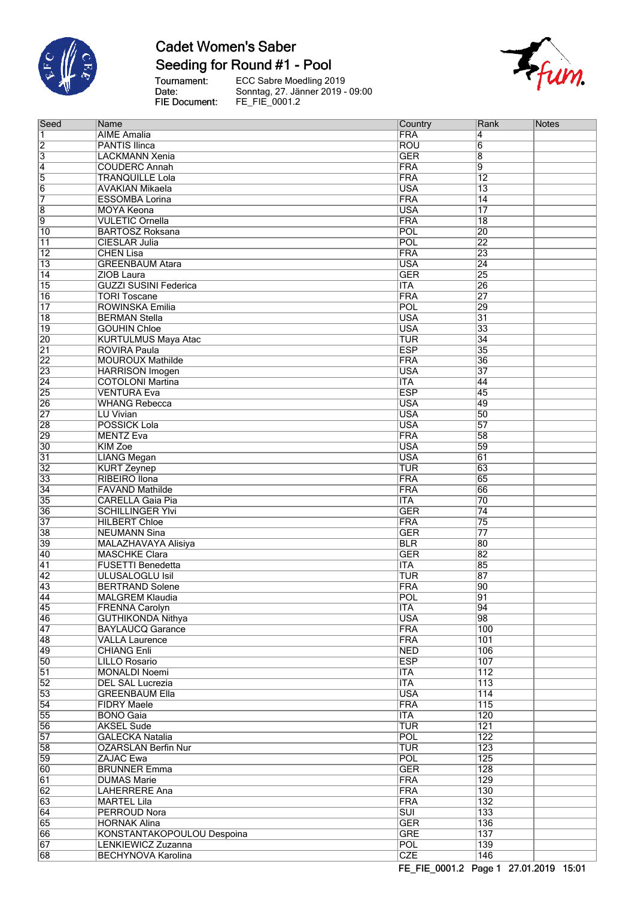# Cadet Women's Saber

## Seeding for Round #1 - Pool

Tournament: ECC Sabre Moedling 2019
Date: Sonntag, 27. Jänner 2019 - 09:00
FIE Document: FE_FIE_0001.2

| Seed | Name | Country | Rank | Notes |
|---|---|---|---|---|
| 1 | AIME Amalia | FRA | 4 | |
| 2 | PANTIS Ilinca | ROU | 6 | |
| 3 | LACKMANN Xenia | GER | 8 | |
| 4 | COUDERC Annah | FRA | 9 | |
| 5 | TRANQUILLE Lola | FRA | 12 | |
| 6 | AVAKIAN Mikaela | USA | 13 | |
| 7 | ESSOMBA Lorina | FRA | 14 | |
| 8 | MOYA Keona | USA | 17 | |
| 9 | VULETIC Ornella | FRA | 18 | |
| 10 | BARTOSZ Roksana | POL | 20 | |
| 11 | CIESLAR Julia | POL | 22 | |
| 12 | CHEN Lisa | FRA | 23 | |
| 13 | GREENBAUM Atara | USA | 24 | |
| 14 | ZIOB Laura | GER | 25 | |
| 15 | GUZZI SUSINI Federica | ITA | 26 | |
| 16 | TORI Toscane | FRA | 27 | |
| 17 | ROWINSKA Emilia | POL | 29 | |
| 18 | BERMAN Stella | USA | 31 | |
| 19 | GOUHIN Chloe | USA | 33 | |
| 20 | KURTULMUS Maya Atac | TUR | 34 | |
| 21 | ROVIRA Paula | ESP | 35 | |
| 22 | MOUROUX Mathilde | FRA | 36 | |
| 23 | HARRISON Imogen | USA | 37 | |
| 24 | COTOLONI Martina | ITA | 44 | |
| 25 | VENTURA Eva | ESP | 45 | |
| 26 | WHANG Rebecca | USA | 49 | |
| 27 | LU Vivian | USA | 50 | |
| 28 | POSSICK Lola | USA | 57 | |
| 29 | MENTZ Eva | FRA | 58 | |
| 30 | KIM Zoe | USA | 59 | |
| 31 | LIANG Megan | USA | 61 | |
| 32 | KURT Zeynep | TUR | 63 | |
| 33 | RIBEIRO Ilona | FRA | 65 | |
| 34 | FAVAND Mathilde | FRA | 66 | |
| 35 | CARELLA Gaia Pia | ITA | 70 | |
| 36 | SCHILLINGER Ylvi | GER | 74 | |
| 37 | HILBERT Chloe | FRA | 75 | |
| 38 | NEUMANN Sina | GER | 77 | |
| 39 | MALAZHAVAYA Alisiya | BLR | 80 | |
| 40 | MASCHKE Clara | GER | 82 | |
| 41 | FUSETTI Benedetta | ITA | 85 | |
| 42 | ULUSALOGLU Isil | TUR | 87 | |
| 43 | BERTRAND Solene | FRA | 90 | |
| 44 | MALGREM Klaudia | POL | 91 | |
| 45 | FRENNA Carolyn | ITA | 94 | |
| 46 | GUTHIKONDA Nithya | USA | 98 | |
| 47 | BAYLAUCQ Garance | FRA | 100 | |
| 48 | VALLA Laurence | FRA | 101 | |
| 49 | CHIANG Enli | NED | 106 | |
| 50 | LILLO Rosario | ESP | 107 | |
| 51 | MONALDI Noemi | ITA | 112 | |
| 52 | DEL SAL Lucrezia | ITA | 113 | |
| 53 | GREENBAUM Ella | USA | 114 | |
| 54 | FIDRY Maele | FRA | 115 | |
| 55 | BONO Gaia | ITA | 120 | |
| 56 | AKSEL Sude | TUR | 121 | |
| 57 | GALECKA Natalia | POL | 122 | |
| 58 | OZARSLAN Berfin Nur | TUR | 123 | |
| 59 | ZAJAC Ewa | POL | 125 | |
| 60 | BRUNNER Emma | GER | 128 | |
| 61 | DUMAS Marie | FRA | 129 | |
| 62 | LAHERRERE Ana | FRA | 130 | |
| 63 | MARTEL Lila | FRA | 132 | |
| 64 | PERROUD Nora | SUI | 133 | |
| 65 | HORNAK Alina | GER | 136 | |
| 66 | KONSTANTAKOPOULOU Despoina | GRE | 137 | |
| 67 | LENKIEWICZ Zuzanna | POL | 139 | |
| 68 | BECHYNOVA Karolina | CZE | 146 | |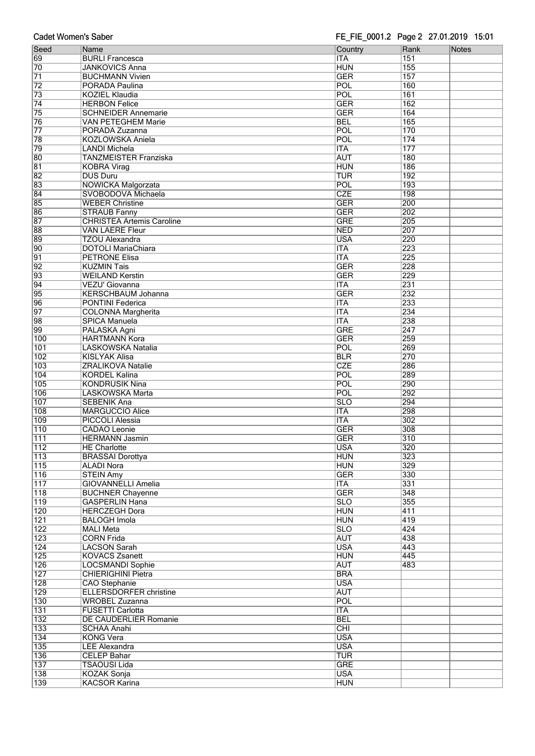| Seed | Name | Country | Rank | Notes |
|---|---|---|---|---|
| 69 | BURLI Francesca | ITA | 151 | |
| 70 | JANKOVICS Anna | HUN | 155 | |
| 71 | BUCHMANN Vivien | GER | 157 | |
| 72 | PORADA Paulina | POL | 160 | |
| 73 | KOZIEL Klaudia | POL | 161 | |
| 74 | HERBON Felice | GER | 162 | |
| 75 | SCHNEIDER Annemarie | GER | 164 | |
| 76 | VAN PETEGHEM Marie | BEL | 165 | |
| 77 | PORADA Zuzanna | POL | 170 | |
| 78 | KOZLOWSKA Aniela | POL | 174 | |
| 79 | LANDI Michela | ITA | 177 | |
| 80 | TANZMEISTER Franziska | AUT | 180 | |
| 81 | KOBRA Virag | HUN | 186 | |
| 82 | DUS Duru | TUR | 192 | |
| 83 | NOWICKA Malgorzata | POL | 193 | |
| 84 | SVOBODOVA Michaela | CZE | 198 | |
| 85 | WEBER Christine | GER | 200 | |
| 86 | STRAUB Fanny | GER | 202 | |
| 87 | CHRISTEA Artemis Caroline | GRE | 205 | |
| 88 | VAN LAERE Fleur | NED | 207 | |
| 89 | TZOU Alexandra | USA | 220 | |
| 90 | DOTOLI MariaChiara | ITA | 223 | |
| 91 | PETRONE Elisa | ITA | 225 | |
| 92 | KUZMIN Tais | GER | 228 | |
| 93 | WEILAND Kerstin | GER | 229 | |
| 94 | VEZU' Giovanna | ITA | 231 | |
| 95 | KERSCHBAUM Johanna | GER | 232 | |
| 96 | PONTINI Federica | ITA | 233 | |
| 97 | COLONNA Margherita | ITA | 234 | |
| 98 | SPICA Manuela | ITA | 238 | |
| 99 | PALASKA Agni | GRE | 247 | |
| 100 | HARTMANN Kora | GER | 259 | |
| 101 | LASKOWSKA Natalia | POL | 269 | |
| 102 | KISLYAK Alisa | BLR | 270 | |
| 103 | ZRALIKOVA Natalie | CZE | 286 | |
| 104 | KORDEL Kalina | POL | 289 | |
| 105 | KONDRUSIK Nina | POL | 290 | |
| 106 | LASKOWSKA Marta | POL | 292 | |
| 107 | SEBENIK Ana | SLO | 294 | |
| 108 | MARGUCCIO Alice | ITA | 298 | |
| 109 | PICCOLI Alessia | ITA | 302 | |
| 110 | CADAO Leonie | GER | 308 | |
| 111 | HERMANN Jasmin | GER | 310 | |
| 112 | HE Charlotte | USA | 320 | |
| 113 | BRASSAI Dorottya | HUN | 323 | |
| 115 | ALADI Nora | HUN | 329 | |
| 116 | STEIN Amy | GER | 330 | |
| 117 | GIOVANNELLI Amelia | ITA | 331 | |
| 118 | BUCHNER Chayenne | GER | 348 | |
| 119 | GASPERLIN Hana | SLO | 355 | |
| 120 | HERCZEGH Dora | HUN | 411 | |
| 121 | BALOGH Imola | HUN | 419 | |
| 122 | MALI Meta | SLO | 424 | |
| 123 | CORN Frida | AUT | 438 | |
| 124 | LACSON Sarah | USA | 443 | |
| 125 | KOVACS Zsanett | HUN | 445 | |
| 126 | LOCSMANDI Sophie | AUT | 483 | |
| 127 | CHIERIGHINI Pietra | BRA | | |
| 128 | CAO Stephanie | USA | | |
| 129 | ELLERSDORFER christine | AUT | | |
| 130 | WROBEL Zuzanna | POL | | |
| 131 | FUSETTI Carlotta | ITA | | |
| 132 | DE CAUDERLIER Romanie | BEL | | |
| 133 | SCHAA Anahi | CHI | | |
| 134 | KONG Vera | USA | | |
| 135 | LEE Alexandra | USA | | |
| 136 | CELEP Bahar | TUR | | |
| 137 | TSAOUSI Lida | GRE | | |
| 138 | KOZAK Sonja | USA | | |
| 139 | KACSOR Karina | HUN | | |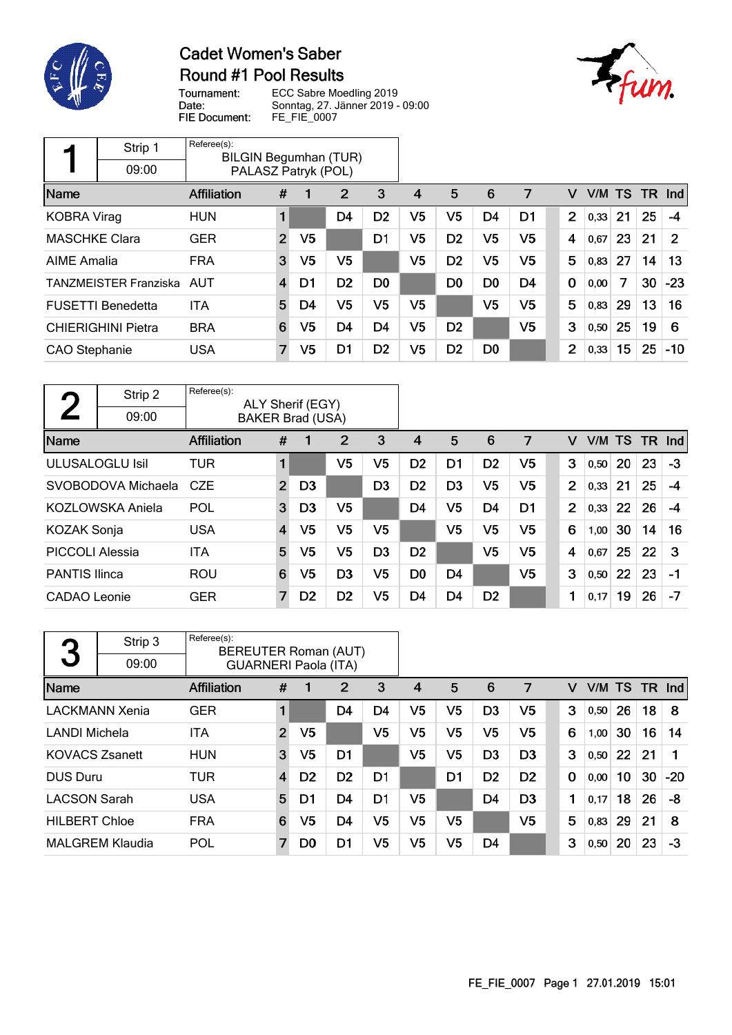# Cadet Women's Saber

## Round #1 Pool Results

Tournament: ECC Sabre Moedling 2019
Date: Sonntag, 27. Jänner 2019 - 09:00
FIE Document: FE_FIE_0007

### Pool 1

Strip 1 — 09:00

Referee(s): BILGIN Begumhan (TUR), PALASZ Patryk (POL)

| Name | Affiliation | # | 1 | 2 | 3 | 4 | 5 | 6 | 7 | V | V/M | TS | TR | Ind |
|---|---|---|---|---|---|---|---|---|---|---|---|---|---|---|
| KOBRA Virag | HUN | 1 | | D4 | D2 | V5 | V5 | D4 | D1 | 2 | 0,33 | 21 | 25 | -4 |
| MASCHKE Clara | GER | 2 | V5 | | D1 | V5 | D2 | V5 | V5 | 4 | 0,67 | 23 | 21 | 2 |
| AIME Amalia | FRA | 3 | V5 | V5 | | V5 | D2 | V5 | V5 | 5 | 0,83 | 27 | 14 | 13 |
| TANZMEISTER Franziska | AUT | 4 | D1 | D2 | D0 | | D0 | D0 | D4 | 0 | 0,00 | 7 | 30 | -23 |
| FUSETTI Benedetta | ITA | 5 | D4 | V5 | V5 | V5 | | V5 | V5 | 5 | 0,83 | 29 | 13 | 16 |
| CHIERIGHINI Pietra | BRA | 6 | V5 | D4 | D4 | V5 | D2 | | V5 | 3 | 0,50 | 25 | 19 | 6 |
| CAO Stephanie | USA | 7 | V5 | D1 | D2 | V5 | D2 | D0 | | 2 | 0,33 | 15 | 25 | -10 |

### Pool 2

Strip 2 — 09:00

Referee(s): ALY Sherif (EGY), BAKER Brad (USA)

| Name | Affiliation | # | 1 | 2 | 3 | 4 | 5 | 6 | 7 | V | V/M | TS | TR | Ind |
|---|---|---|---|---|---|---|---|---|---|---|---|---|---|---|
| ULUSALOGLU Isil | TUR | 1 | | V5 | V5 | D2 | D1 | D2 | V5 | 3 | 0,50 | 20 | 23 | -3 |
| SVOBODOVA Michaela | CZE | 2 | D3 | | D3 | D2 | D3 | V5 | V5 | 2 | 0,33 | 21 | 25 | -4 |
| KOZLOWSKA Aniela | POL | 3 | D3 | V5 | | D4 | V5 | D4 | D1 | 2 | 0,33 | 22 | 26 | -4 |
| KOZAK Sonja | USA | 4 | V5 | V5 | V5 | | V5 | V5 | V5 | 6 | 1,00 | 30 | 14 | 16 |
| PICCOLI Alessia | ITA | 5 | V5 | V5 | D3 | D2 | | V5 | V5 | 4 | 0,67 | 25 | 22 | 3 |
| PANTIS Ilinca | ROU | 6 | V5 | D3 | V5 | D0 | D4 | | V5 | 3 | 0,50 | 22 | 23 | -1 |
| CADAO Leonie | GER | 7 | D2 | D2 | V5 | D4 | D4 | D2 | | 1 | 0,17 | 19 | 26 | -7 |

### Pool 3

Strip 3 — 09:00

Referee(s): BEREUTER Roman (AUT), GUARNERI Paola (ITA)

| Name | Affiliation | # | 1 | 2 | 3 | 4 | 5 | 6 | 7 | V | V/M | TS | TR | Ind |
|---|---|---|---|---|---|---|---|---|---|---|---|---|---|---|
| LACKMANN Xenia | GER | 1 | | D4 | D4 | V5 | V5 | D3 | V5 | 3 | 0,50 | 26 | 18 | 8 |
| LANDI Michela | ITA | 2 | V5 | | V5 | V5 | V5 | V5 | V5 | 6 | 1,00 | 30 | 16 | 14 |
| KOVACS Zsanett | HUN | 3 | V5 | D1 | | V5 | V5 | D3 | D3 | 3 | 0,50 | 22 | 21 | 1 |
| DUS Duru | TUR | 4 | D2 | D2 | D1 | | D1 | D2 | D2 | 0 | 0,00 | 10 | 30 | -20 |
| LACSON Sarah | USA | 5 | D1 | D4 | D1 | V5 | | D4 | D3 | 1 | 0,17 | 18 | 26 | -8 |
| HILBERT Chloe | FRA | 6 | V5 | D4 | V5 | V5 | V5 | | V5 | 5 | 0,83 | 29 | 21 | 8 |
| MALGREM Klaudia | POL | 7 | D0 | D1 | V5 | V5 | V5 | D4 | | 3 | 0,50 | 20 | 23 | -3 |

FE_FIE_0007 Page 1 27.01.2019 15:01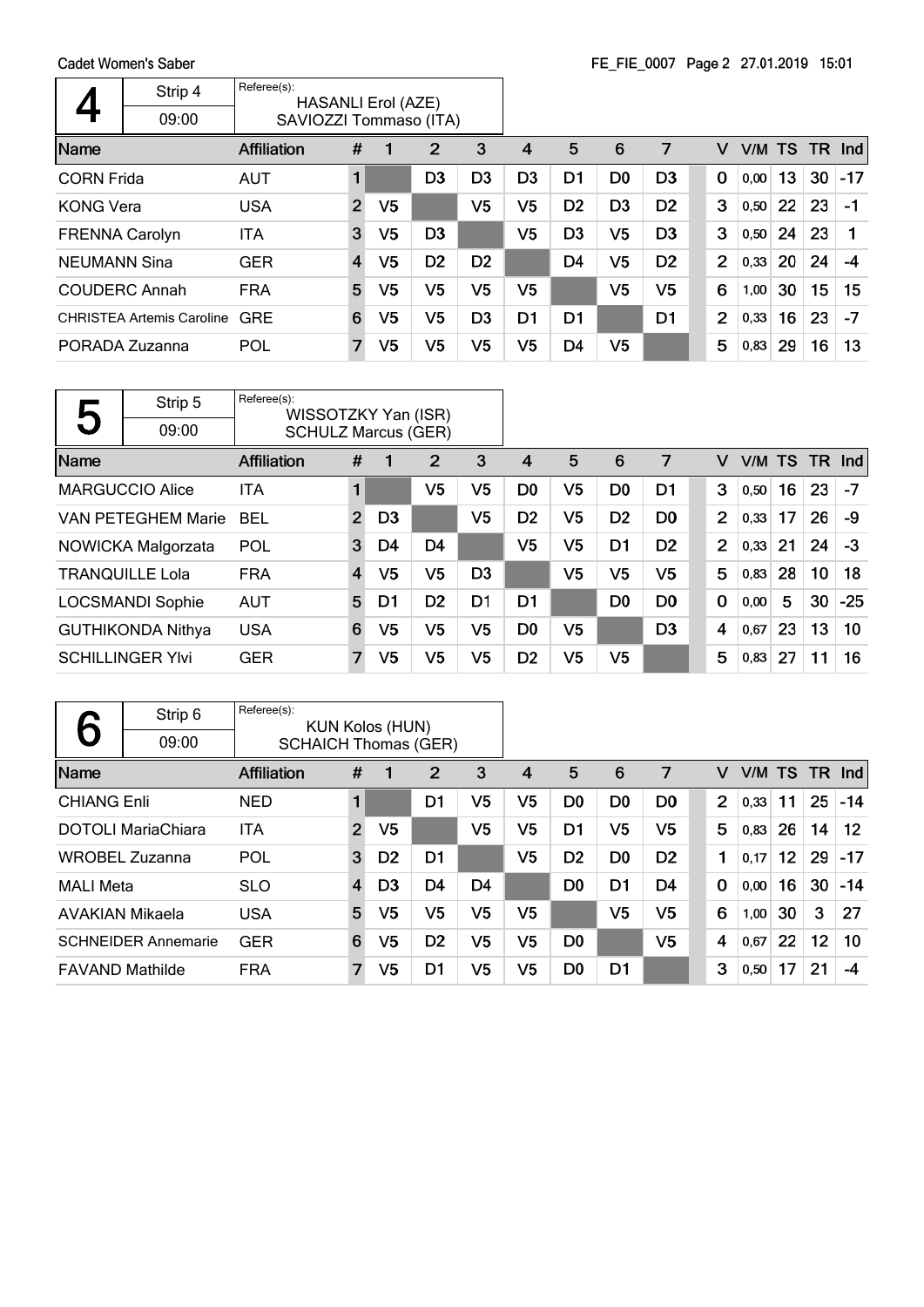Cadet Women's Saber

FE_FIE_0007 Page 2 27.01.2019 15:01

## 4

Strip 4 — 09:00

Referee(s): HASANLI Erol (AZE), SAVIOZZI Tommaso (ITA)

| Name | Affiliation | # | 1 | 2 | 3 | 4 | 5 | 6 | 7 | V | V/M | TS | TR | Ind |
|---|---|---|---|---|---|---|---|---|---|---|---|---|---|---|
| CORN Frida | AUT | 1 | | D3 | D3 | D3 | D1 | D0 | D3 | 0 | 0,00 | 13 | 30 | -17 |
| KONG Vera | USA | 2 | V5 | | V5 | V5 | D2 | D3 | D2 | 3 | 0,50 | 22 | 23 | -1 |
| FRENNA Carolyn | ITA | 3 | V5 | D3 | | V5 | D3 | V5 | D3 | 3 | 0,50 | 24 | 23 | 1 |
| NEUMANN Sina | GER | 4 | V5 | D2 | D2 | | D4 | V5 | D2 | 2 | 0,33 | 20 | 24 | -4 |
| COUDERC Annah | FRA | 5 | V5 | V5 | V5 | V5 | | V5 | V5 | 6 | 1,00 | 30 | 15 | 15 |
| CHRISTEA Artemis Caroline | GRE | 6 | V5 | V5 | D3 | D1 | D1 | | D1 | 2 | 0,33 | 16 | 23 | -7 |
| PORADA Zuzanna | POL | 7 | V5 | V5 | V5 | V5 | D4 | V5 | | 5 | 0,83 | 29 | 16 | 13 |

## 5

Strip 5 — 09:00

Referee(s): WISSOTZKY Yan (ISR), SCHULZ Marcus (GER)

| Name | Affiliation | # | 1 | 2 | 3 | 4 | 5 | 6 | 7 | V | V/M | TS | TR | Ind |
|---|---|---|---|---|---|---|---|---|---|---|---|---|---|---|
| MARGUCCIO Alice | ITA | 1 | | V5 | V5 | D0 | V5 | D0 | D1 | 3 | 0,50 | 16 | 23 | -7 |
| VAN PETEGHEM Marie | BEL | 2 | D3 | | V5 | D2 | V5 | D2 | D0 | 2 | 0,33 | 17 | 26 | -9 |
| NOWICKA Malgorzata | POL | 3 | D4 | D4 | | V5 | V5 | D1 | D2 | 2 | 0,33 | 21 | 24 | -3 |
| TRANQUILLE Lola | FRA | 4 | V5 | V5 | D3 | | V5 | V5 | V5 | 5 | 0,83 | 28 | 10 | 18 |
| LOCSMANDI Sophie | AUT | 5 | D1 | D2 | D1 | D1 | | D0 | D0 | 0 | 0,00 | 5 | 30 | -25 |
| GUTHIKONDA Nithya | USA | 6 | V5 | V5 | V5 | D0 | V5 | | D3 | 4 | 0,67 | 23 | 13 | 10 |
| SCHILLINGER Ylvi | GER | 7 | V5 | V5 | V5 | D2 | V5 | V5 | | 5 | 0,83 | 27 | 11 | 16 |

## 6

Strip 6 — 09:00

Referee(s): KUN Kolos (HUN), SCHAICH Thomas (GER)

| Name | Affiliation | # | 1 | 2 | 3 | 4 | 5 | 6 | 7 | V | V/M | TS | TR | Ind |
|---|---|---|---|---|---|---|---|---|---|---|---|---|---|---|
| CHIANG Enli | NED | 1 | | D1 | V5 | V5 | D0 | D0 | D0 | 2 | 0,33 | 11 | 25 | -14 |
| DOTOLI MariaChiara | ITA | 2 | V5 | | V5 | V5 | D1 | V5 | V5 | 5 | 0,83 | 26 | 14 | 12 |
| WROBEL Zuzanna | POL | 3 | D2 | D1 | | V5 | D2 | D0 | D2 | 1 | 0,17 | 12 | 29 | -17 |
| MALI Meta | SLO | 4 | D3 | D4 | D4 | | D0 | D1 | D4 | 0 | 0,00 | 16 | 30 | -14 |
| AVAKIAN Mikaela | USA | 5 | V5 | V5 | V5 | V5 | | V5 | V5 | 6 | 1,00 | 30 | 3 | 27 |
| SCHNEIDER Annemarie | GER | 6 | V5 | D2 | V5 | V5 | D0 | | V5 | 4 | 0,67 | 22 | 12 | 10 |
| FAVAND Mathilde | FRA | 7 | V5 | D1 | V5 | V5 | D0 | D1 | | 3 | 0,50 | 17 | 21 | -4 |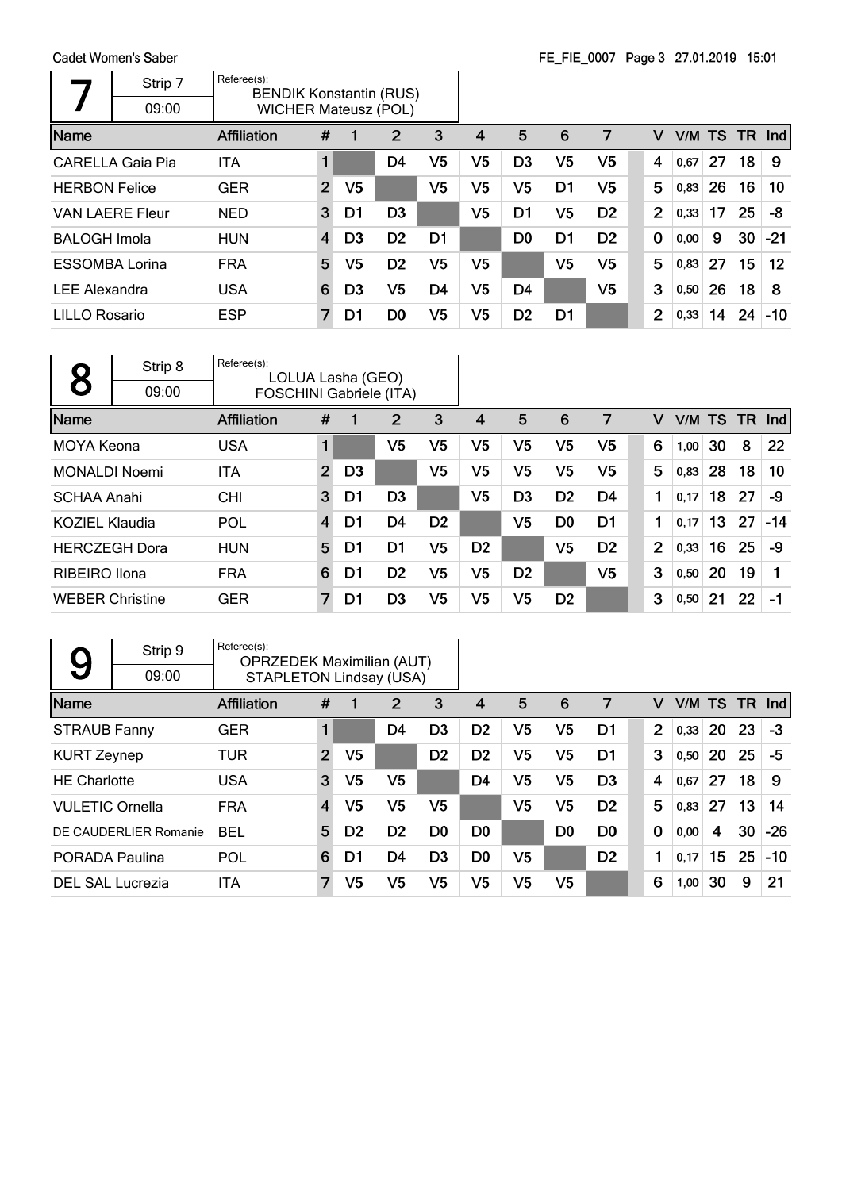Cadet Women's Saber

| 7 | Strip 7 | Referee(s): BENDIK Konstantin (RUS), WICHER Mateusz (POL) |
|---|---|---|
| | 09:00 | |

| Name | Affiliation | # | 1 | 2 | 3 | 4 | 5 | 6 | 7 | V | V/M | TS | TR | Ind |
|---|---|---|---|---|---|---|---|---|---|---|---|---|---|---|
| CARELLA Gaia Pia | ITA | 1 | | D4 | V5 | V5 | D3 | V5 | V5 | 4 | 0,67 | 27 | 18 | 9 |
| HERBON Felice | GER | 2 | V5 | | V5 | V5 | V5 | D1 | V5 | 5 | 0,83 | 26 | 16 | 10 |
| VAN LAERE Fleur | NED | 3 | D1 | D3 | | V5 | D1 | V5 | D2 | 2 | 0,33 | 17 | 25 | -8 |
| BALOGH Imola | HUN | 4 | D3 | D2 | D1 | | D0 | D1 | D2 | 0 | 0,00 | 9 | 30 | -21 |
| ESSOMBA Lorina | FRA | 5 | V5 | D2 | V5 | V5 | | V5 | V5 | 5 | 0,83 | 27 | 15 | 12 |
| LEE Alexandra | USA | 6 | D3 | V5 | D4 | V5 | D4 | | V5 | 3 | 0,50 | 26 | 18 | 8 |
| LILLO Rosario | ESP | 7 | D1 | D0 | V5 | V5 | D2 | D1 | | 2 | 0,33 | 14 | 24 | -10 |

| 8 | Strip 8 | Referee(s): LOLUA Lasha (GEO), FOSCHINI Gabriele (ITA) |
|---|---|---|
| | 09:00 | |

| Name | Affiliation | # | 1 | 2 | 3 | 4 | 5 | 6 | 7 | V | V/M | TS | TR | Ind |
|---|---|---|---|---|---|---|---|---|---|---|---|---|---|---|
| MOYA Keona | USA | 1 | | V5 | V5 | V5 | V5 | V5 | V5 | 6 | 1,00 | 30 | 8 | 22 |
| MONALDI Noemi | ITA | 2 | D3 | | V5 | V5 | V5 | V5 | V5 | 5 | 0,83 | 28 | 18 | 10 |
| SCHAA Anahi | CHI | 3 | D1 | D3 | | V5 | D3 | D2 | D4 | 1 | 0,17 | 18 | 27 | -9 |
| KOZIEL Klaudia | POL | 4 | D1 | D4 | D2 | | V5 | D0 | D1 | 1 | 0,17 | 13 | 27 | -14 |
| HERCZEGH Dora | HUN | 5 | D1 | D1 | V5 | D2 | | V5 | D2 | 2 | 0,33 | 16 | 25 | -9 |
| RIBEIRO Ilona | FRA | 6 | D1 | D2 | V5 | V5 | D2 | | V5 | 3 | 0,50 | 20 | 19 | 1 |
| WEBER Christine | GER | 7 | D1 | D3 | V5 | V5 | V5 | D2 | | 3 | 0,50 | 21 | 22 | -1 |

| 9 | Strip 9 | Referee(s): OPRZEDEK Maximilian (AUT), STAPLETON Lindsay (USA) |
|---|---|---|
| | 09:00 | |

| Name | Affiliation | # | 1 | 2 | 3 | 4 | 5 | 6 | 7 | V | V/M | TS | TR | Ind |
|---|---|---|---|---|---|---|---|---|---|---|---|---|---|---|
| STRAUB Fanny | GER | 1 | | D4 | D3 | D2 | V5 | V5 | D1 | 2 | 0,33 | 20 | 23 | -3 |
| KURT Zeynep | TUR | 2 | V5 | | D2 | D2 | V5 | V5 | D1 | 3 | 0,50 | 20 | 25 | -5 |
| HE Charlotte | USA | 3 | V5 | V5 | | D4 | V5 | V5 | D3 | 4 | 0,67 | 27 | 18 | 9 |
| VULETIC Ornella | FRA | 4 | V5 | V5 | V5 | | V5 | V5 | D2 | 5 | 0,83 | 27 | 13 | 14 |
| DE CAUDERLIER Romanie | BEL | 5 | D2 | D2 | D0 | D0 | | D0 | D0 | 0 | 0,00 | 4 | 30 | -26 |
| PORADA Paulina | POL | 6 | D1 | D4 | D3 | D0 | V5 | | D2 | 1 | 0,17 | 15 | 25 | -10 |
| DEL SAL Lucrezia | ITA | 7 | V5 | V5 | V5 | V5 | V5 | V5 | | 6 | 1,00 | 30 | 9 | 21 |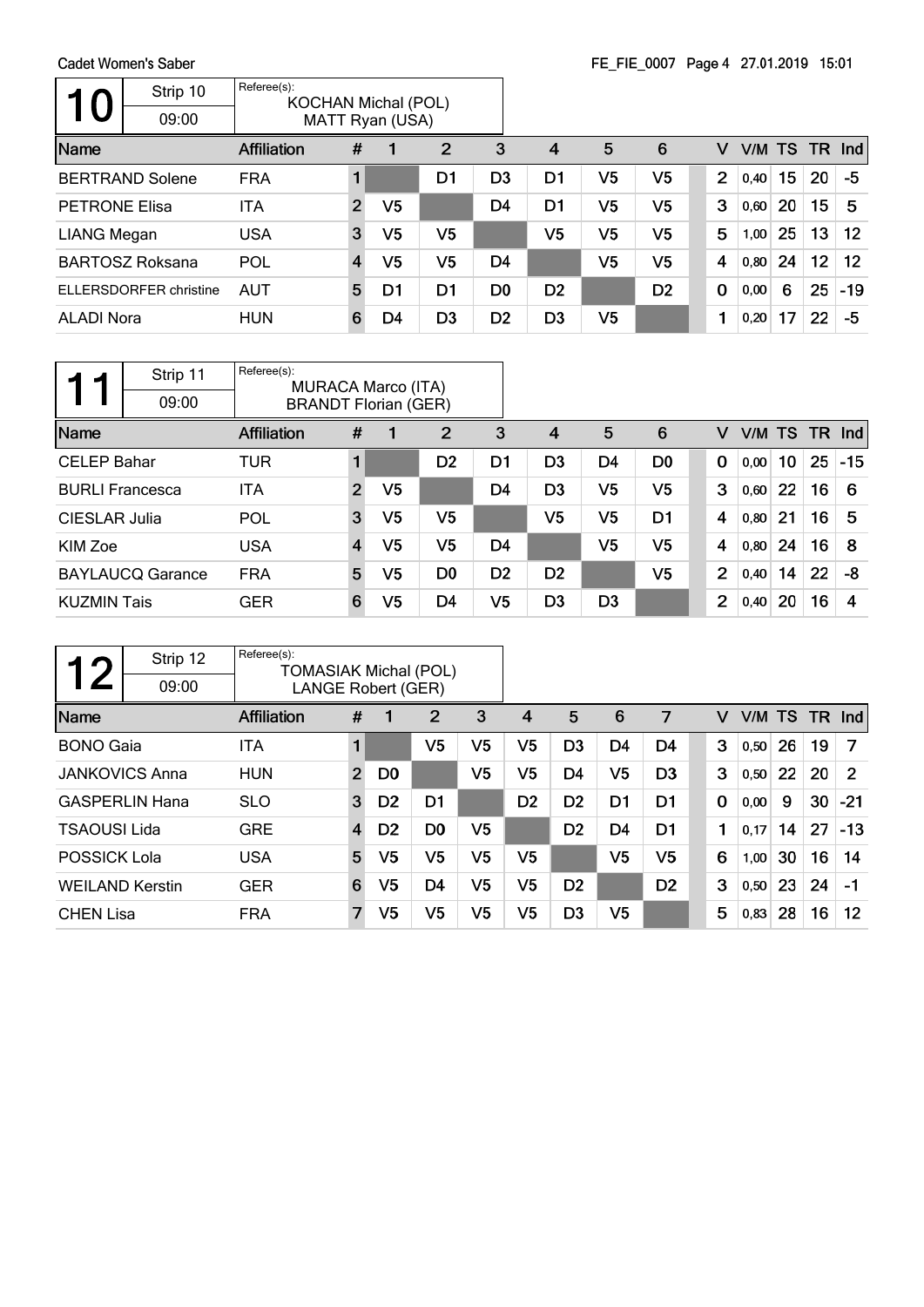Cadet Women's Saber

## 10

| 10 | Strip 10 | Referee(s): |
|---|---|---|
| | 09:00 | KOCHAN Michal (POL), MATT Ryan (USA) |

| Name | Affiliation | # | 1 | 2 | 3 | 4 | 5 | 6 | V | V/M | TS | TR | Ind |
|---|---|---|---|---|---|---|---|---|---|---|---|---|---|
| BERTRAND Solene | FRA | 1 | | D1 | D3 | D1 | V5 | V5 | 2 | 0,40 | 15 | 20 | -5 |
| PETRONE Elisa | ITA | 2 | V5 | | D4 | D1 | V5 | V5 | 3 | 0,60 | 20 | 15 | 5 |
| LIANG Megan | USA | 3 | V5 | V5 | | V5 | V5 | V5 | 5 | 1,00 | 25 | 13 | 12 |
| BARTOSZ Roksana | POL | 4 | V5 | V5 | D4 | | V5 | V5 | 4 | 0,80 | 24 | 12 | 12 |
| ELLERSDORFER christine | AUT | 5 | D1 | D1 | D0 | D2 | | D2 | 0 | 0,00 | 6 | 25 | -19 |
| ALADI Nora | HUN | 6 | D4 | D3 | D2 | D3 | V5 | | 1 | 0,20 | 17 | 22 | -5 |

## 11

| 11 | Strip 11 | Referee(s): |
|---|---|---|
| | 09:00 | MURACA Marco (ITA), BRANDT Florian (GER) |

| Name | Affiliation | # | 1 | 2 | 3 | 4 | 5 | 6 | V | V/M | TS | TR | Ind |
|---|---|---|---|---|---|---|---|---|---|---|---|---|---|
| CELEP Bahar | TUR | 1 | | D2 | D1 | D3 | D4 | D0 | 0 | 0,00 | 10 | 25 | -15 |
| BURLI Francesca | ITA | 2 | V5 | | D4 | D3 | V5 | V5 | 3 | 0,60 | 22 | 16 | 6 |
| CIESLAR Julia | POL | 3 | V5 | V5 | | V5 | V5 | D1 | 4 | 0,80 | 21 | 16 | 5 |
| KIM Zoe | USA | 4 | V5 | V5 | D4 | | V5 | V5 | 4 | 0,80 | 24 | 16 | 8 |
| BAYLAUCQ Garance | FRA | 5 | V5 | D0 | D2 | D2 | | V5 | 2 | 0,40 | 14 | 22 | -8 |
| KUZMIN Tais | GER | 6 | V5 | D4 | V5 | D3 | D3 | | 2 | 0,40 | 20 | 16 | 4 |

## 12

| 12 | Strip 12 | Referee(s): |
|---|---|---|
| | 09:00 | TOMASIAK Michal (POL), LANGE Robert (GER) |

| Name | Affiliation | # | 1 | 2 | 3 | 4 | 5 | 6 | 7 | V | V/M | TS | TR | Ind |
|---|---|---|---|---|---|---|---|---|---|---|---|---|---|---|
| BONO Gaia | ITA | 1 | | V5 | V5 | V5 | D3 | D4 | D4 | 3 | 0,50 | 26 | 19 | 7 |
| JANKOVICS Anna | HUN | 2 | D0 | | V5 | V5 | D4 | V5 | D3 | 3 | 0,50 | 22 | 20 | 2 |
| GASPERLIN Hana | SLO | 3 | D2 | D1 | | D2 | D2 | D1 | D1 | 0 | 0,00 | 9 | 30 | -21 |
| TSAOUSI Lida | GRE | 4 | D2 | D0 | V5 | | D2 | D4 | D1 | 1 | 0,17 | 14 | 27 | -13 |
| POSSICK Lola | USA | 5 | V5 | V5 | V5 | V5 | | V5 | V5 | 6 | 1,00 | 30 | 16 | 14 |
| WEILAND Kerstin | GER | 6 | V5 | D4 | V5 | V5 | D2 | | D2 | 3 | 0,50 | 23 | 24 | -1 |
| CHEN Lisa | FRA | 7 | V5 | V5 | V5 | V5 | D3 | V5 | | 5 | 0,83 | 28 | 16 | 12 |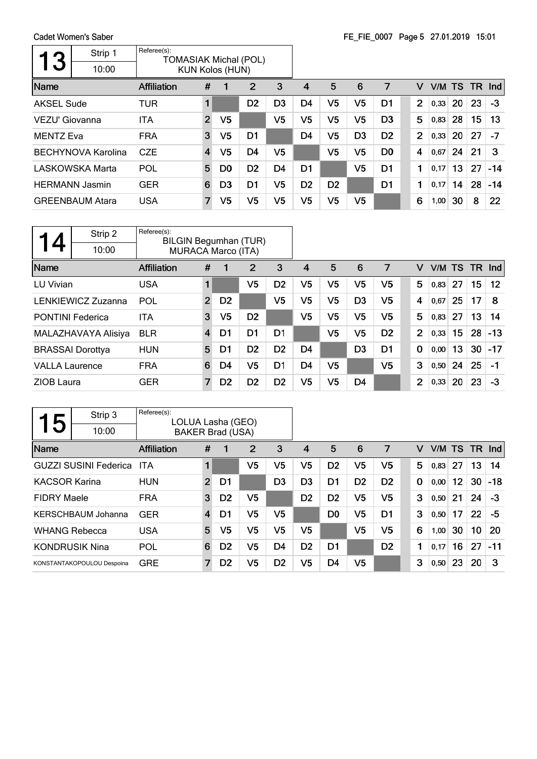Cadet Women's Saber

FE_FIE_0007 Page 5 27.01.2019 15:01

## 13

Strip 1 — 10:00

Referee(s): TOMASIAK Michal (POL), KUN Kolos (HUN)

| Name | Affiliation | # | 1 | 2 | 3 | 4 | 5 | 6 | 7 | V | V/M | TS | TR | Ind |
|---|---|---|---|---|---|---|---|---|---|---|---|---|---|---|
| AKSEL Sude | TUR | 1 | | D2 | D3 | D4 | V5 | V5 | D1 | 2 | 0,33 | 20 | 23 | -3 |
| VEZU' Giovanna | ITA | 2 | V5 | | V5 | V5 | V5 | V5 | D3 | 5 | 0,83 | 28 | 15 | 13 |
| MENTZ Eva | FRA | 3 | V5 | D1 | | D4 | V5 | D3 | D2 | 2 | 0,33 | 20 | 27 | -7 |
| BECHYNOVA Karolina | CZE | 4 | V5 | D4 | V5 | | V5 | V5 | D0 | 4 | 0,67 | 24 | 21 | 3 |
| LASKOWSKA Marta | POL | 5 | D0 | D2 | D4 | D1 | | V5 | D1 | 1 | 0,17 | 13 | 27 | -14 |
| HERMANN Jasmin | GER | 6 | D3 | D1 | V5 | D2 | D2 | | D1 | 1 | 0,17 | 14 | 28 | -14 |
| GREENBAUM Atara | USA | 7 | V5 | V5 | V5 | V5 | V5 | V5 | | 6 | 1,00 | 30 | 8 | 22 |

## 14

Strip 2 — 10:00

Referee(s): BILGIN Begumhan (TUR), MURACA Marco (ITA)

| Name | Affiliation | # | 1 | 2 | 3 | 4 | 5 | 6 | 7 | V | V/M | TS | TR | Ind |
|---|---|---|---|---|---|---|---|---|---|---|---|---|---|---|
| LU Vivian | USA | 1 | | V5 | D2 | V5 | V5 | V5 | V5 | 5 | 0,83 | 27 | 15 | 12 |
| LENKIEWICZ Zuzanna | POL | 2 | D2 | | V5 | V5 | V5 | D3 | V5 | 4 | 0,67 | 25 | 17 | 8 |
| PONTINI Federica | ITA | 3 | V5 | D2 | | V5 | V5 | V5 | V5 | 5 | 0,83 | 27 | 13 | 14 |
| MALAZHAVAYA Alisiya | BLR | 4 | D1 | D1 | D1 | | V5 | V5 | D2 | 2 | 0,33 | 15 | 28 | -13 |
| BRASSAI Dorottya | HUN | 5 | D1 | D2 | D2 | D4 | | D3 | D1 | 0 | 0,00 | 13 | 30 | -17 |
| VALLA Laurence | FRA | 6 | D4 | V5 | D1 | D4 | V5 | | V5 | 3 | 0,50 | 24 | 25 | -1 |
| ZIOB Laura | GER | 7 | D2 | D2 | D2 | V5 | V5 | D4 | | 2 | 0,33 | 20 | 23 | -3 |

## 15

Strip 3 — 10:00

Referee(s): LOLUA Lasha (GEO), BAKER Brad (USA)

| Name | Affiliation | # | 1 | 2 | 3 | 4 | 5 | 6 | 7 | V | V/M | TS | TR | Ind |
|---|---|---|---|---|---|---|---|---|---|---|---|---|---|---|
| GUZZI SUSINI Federica | ITA | 1 | | V5 | V5 | V5 | D2 | V5 | V5 | 5 | 0,83 | 27 | 13 | 14 |
| KACSOR Karina | HUN | 2 | D1 | | D3 | D3 | D1 | D2 | D2 | 0 | 0,00 | 12 | 30 | -18 |
| FIDRY Maele | FRA | 3 | D2 | V5 | | D2 | D2 | V5 | V5 | 3 | 0,50 | 21 | 24 | -3 |
| KERSCHBAUM Johanna | GER | 4 | D1 | V5 | V5 | | D0 | V5 | D1 | 3 | 0,50 | 17 | 22 | -5 |
| WHANG Rebecca | USA | 5 | V5 | V5 | V5 | V5 | | V5 | V5 | 6 | 1,00 | 30 | 10 | 20 |
| KONDRUSIK Nina | POL | 6 | D2 | V5 | D4 | D2 | D1 | | D2 | 1 | 0,17 | 16 | 27 | -11 |
| KONSTANTAKOPOULOU Despoina | GRE | 7 | D2 | V5 | D2 | V5 | D4 | V5 | | 3 | 0,50 | 23 | 20 | 3 |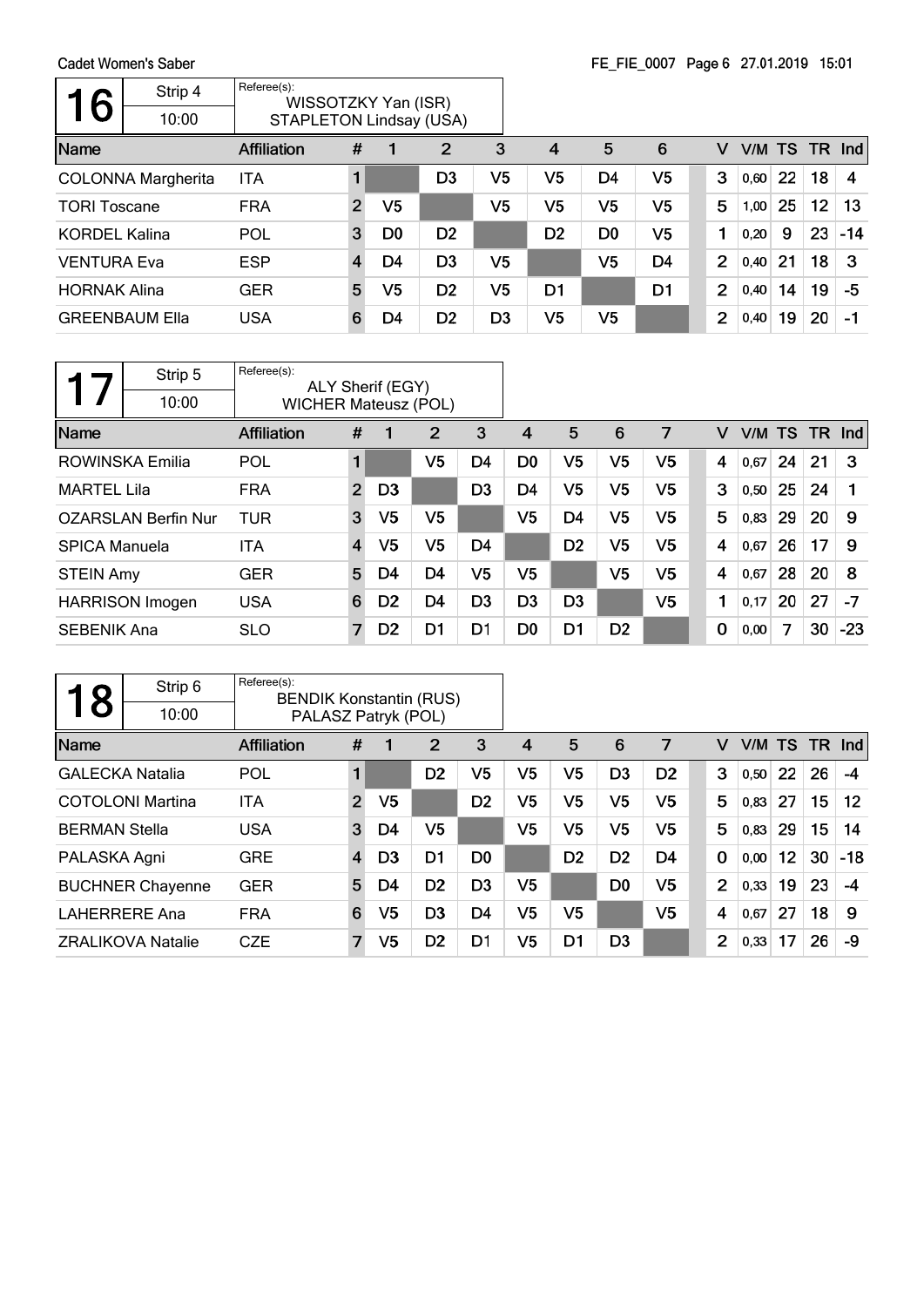Cadet Women's Saber

FE_FIE_0007

## Pool 16

| 16 | Strip 4 | Referee(s): |
|---|---|---|
| | 10:00 | WISSOTZKY Yan (ISR) STAPLETON Lindsay (USA) |

| Name | Affiliation | # | 1 | 2 | 3 | 4 | 5 | 6 | V | V/M | TS | TR | Ind |
|---|---|---|---|---|---|---|---|---|---|---|---|---|---|
| COLONNA Margherita | ITA | 1 | | D3 | V5 | V5 | D4 | V5 | 3 | 0,60 | 22 | 18 | 4 |
| TORI Toscane | FRA | 2 | V5 | | V5 | V5 | V5 | V5 | 5 | 1,00 | 25 | 12 | 13 |
| KORDEL Kalina | POL | 3 | D0 | D2 | | D2 | D0 | V5 | 1 | 0,20 | 9 | 23 | -14 |
| VENTURA Eva | ESP | 4 | D4 | D3 | V5 | | V5 | D4 | 2 | 0,40 | 21 | 18 | 3 |
| HORNAK Alina | GER | 5 | V5 | D2 | V5 | D1 | | D1 | 2 | 0,40 | 14 | 19 | -5 |
| GREENBAUM Ella | USA | 6 | D4 | D2 | D3 | V5 | V5 | | 2 | 0,40 | 19 | 20 | -1 |

## Pool 17

| 17 | Strip 5 | Referee(s): |
|---|---|---|
| | 10:00 | ALY Sherif (EGY) WICHER Mateusz (POL) |

| Name | Affiliation | # | 1 | 2 | 3 | 4 | 5 | 6 | 7 | V | V/M | TS | TR | Ind |
|---|---|---|---|---|---|---|---|---|---|---|---|---|---|---|
| ROWINSKA Emilia | POL | 1 | | V5 | D4 | D0 | V5 | V5 | V5 | 4 | 0,67 | 24 | 21 | 3 |
| MARTEL Lila | FRA | 2 | D3 | | D3 | D4 | V5 | V5 | V5 | 3 | 0,50 | 25 | 24 | 1 |
| OZARSLAN Berfin Nur | TUR | 3 | V5 | V5 | | V5 | D4 | V5 | V5 | 5 | 0,83 | 29 | 20 | 9 |
| SPICA Manuela | ITA | 4 | V5 | V5 | D4 | | D2 | V5 | V5 | 4 | 0,67 | 26 | 17 | 9 |
| STEIN Amy | GER | 5 | D4 | D4 | V5 | V5 | | V5 | V5 | 4 | 0,67 | 28 | 20 | 8 |
| HARRISON Imogen | USA | 6 | D2 | D4 | D3 | D3 | D3 | | V5 | 1 | 0,17 | 20 | 27 | -7 |
| SEBENIK Ana | SLO | 7 | D2 | D1 | D1 | D0 | D1 | D2 | | 0 | 0,00 | 7 | 30 | -23 |

## Pool 18

| 18 | Strip 6 | Referee(s): |
|---|---|---|
| | 10:00 | BENDIK Konstantin (RUS) PALASZ Patryk (POL) |

| Name | Affiliation | # | 1 | 2 | 3 | 4 | 5 | 6 | 7 | V | V/M | TS | TR | Ind |
|---|---|---|---|---|---|---|---|---|---|---|---|---|---|---|
| GALECKA Natalia | POL | 1 | | D2 | V5 | V5 | V5 | D3 | D2 | 3 | 0,50 | 22 | 26 | -4 |
| COTOLONI Martina | ITA | 2 | V5 | | D2 | V5 | V5 | V5 | V5 | 5 | 0,83 | 27 | 15 | 12 |
| BERMAN Stella | USA | 3 | D4 | V5 | | V5 | V5 | V5 | V5 | 5 | 0,83 | 29 | 15 | 14 |
| PALASKA Agni | GRE | 4 | D3 | D1 | D0 | | D2 | D2 | D4 | 0 | 0,00 | 12 | 30 | -18 |
| BUCHNER Chayenne | GER | 5 | D4 | D2 | D3 | V5 | | D0 | V5 | 2 | 0,33 | 19 | 23 | -4 |
| LAHERRERE Ana | FRA | 6 | V5 | D3 | D4 | V5 | V5 | | V5 | 4 | 0,67 | 27 | 18 | 9 |
| ZRALIKOVA Natalie | CZE | 7 | V5 | D2 | D1 | V5 | D1 | D3 | | 2 | 0,33 | 17 | 26 | -9 |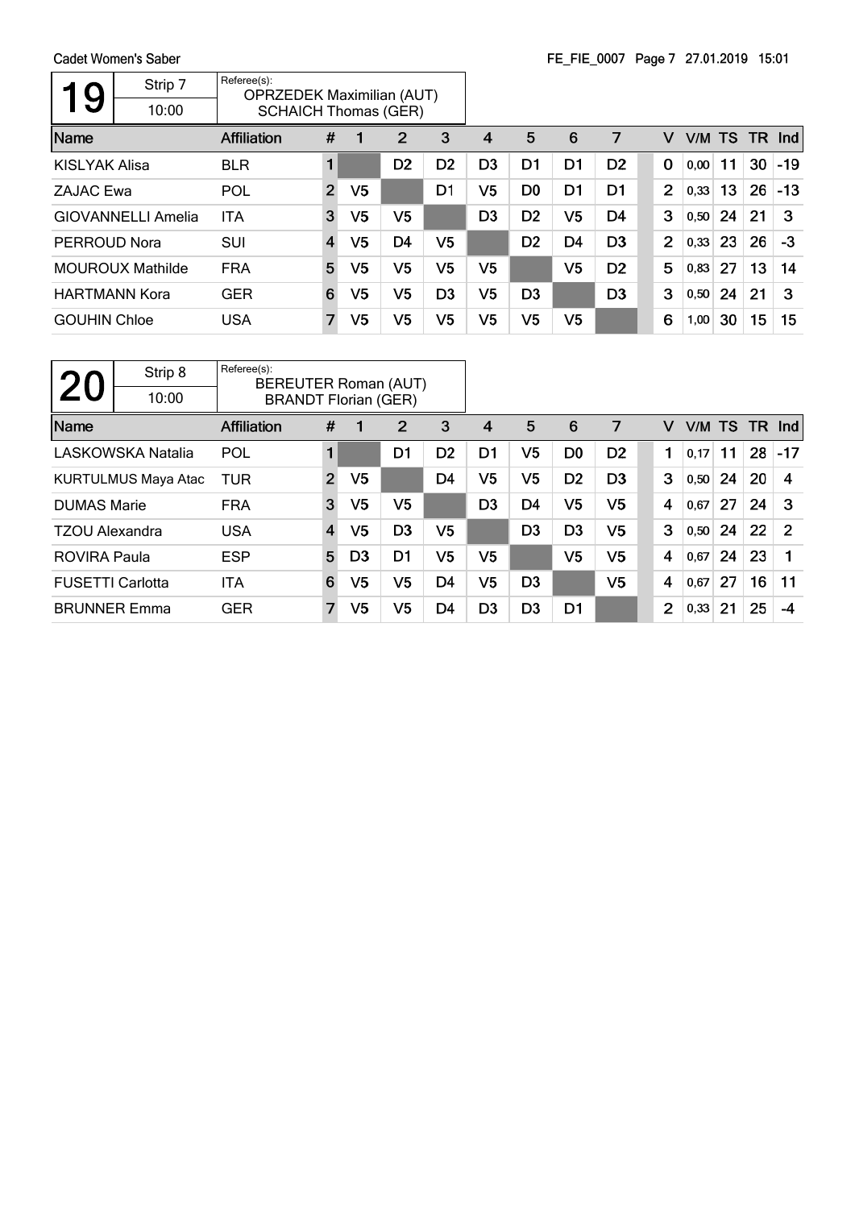Cadet Women's Saber

FE_FIE_0007 Page 7 27.01.2019 15:01

## 19

Strip 7 — 10:00

Referee(s): OPRZEDEK Maximilian (AUT), SCHAICH Thomas (GER)

| Name | Affiliation | # | 1 | 2 | 3 | 4 | 5 | 6 | 7 | V | V/M | TS | TR | Ind |
|---|---|---|---|---|---|---|---|---|---|---|---|---|---|---|
| KISLYAK Alisa | BLR | 1 | | D2 | D2 | D3 | D1 | D1 | D2 | 0 | 0,00 | 11 | 30 | -19 |
| ZAJAC Ewa | POL | 2 | V5 | | D1 | V5 | D0 | D1 | D1 | 2 | 0,33 | 13 | 26 | -13 |
| GIOVANNELLI Amelia | ITA | 3 | V5 | V5 | | D3 | D2 | V5 | D4 | 3 | 0,50 | 24 | 21 | 3 |
| PERROUD Nora | SUI | 4 | V5 | D4 | V5 | | D2 | D4 | D3 | 2 | 0,33 | 23 | 26 | -3 |
| MOUROUX Mathilde | FRA | 5 | V5 | V5 | V5 | V5 | | V5 | D2 | 5 | 0,83 | 27 | 13 | 14 |
| HARTMANN Kora | GER | 6 | V5 | V5 | D3 | V5 | D3 | | D3 | 3 | 0,50 | 24 | 21 | 3 |
| GOUHIN Chloe | USA | 7 | V5 | V5 | V5 | V5 | V5 | V5 | | 6 | 1,00 | 30 | 15 | 15 |

## 20

Strip 8 — 10:00

Referee(s): BEREUTER Roman (AUT), BRANDT Florian (GER)

| Name | Affiliation | # | 1 | 2 | 3 | 4 | 5 | 6 | 7 | V | V/M | TS | TR | Ind |
|---|---|---|---|---|---|---|---|---|---|---|---|---|---|---|
| LASKOWSKA Natalia | POL | 1 | | D1 | D2 | D1 | V5 | D0 | D2 | 1 | 0,17 | 11 | 28 | -17 |
| KURTULMUS Maya Atac | TUR | 2 | V5 | | D4 | V5 | V5 | D2 | D3 | 3 | 0,50 | 24 | 20 | 4 |
| DUMAS Marie | FRA | 3 | V5 | V5 | | D3 | D4 | V5 | V5 | 4 | 0,67 | 27 | 24 | 3 |
| TZOU Alexandra | USA | 4 | V5 | D3 | V5 | | D3 | D3 | V5 | 3 | 0,50 | 24 | 22 | 2 |
| ROVIRA Paula | ESP | 5 | D3 | D1 | V5 | V5 | | V5 | V5 | 4 | 0,67 | 24 | 23 | 1 |
| FUSETTI Carlotta | ITA | 6 | V5 | V5 | D4 | V5 | D3 | | V5 | 4 | 0,67 | 27 | 16 | 11 |
| BRUNNER Emma | GER | 7 | V5 | V5 | D4 | D3 | D3 | D1 | | 2 | 0,33 | 21 | 25 | -4 |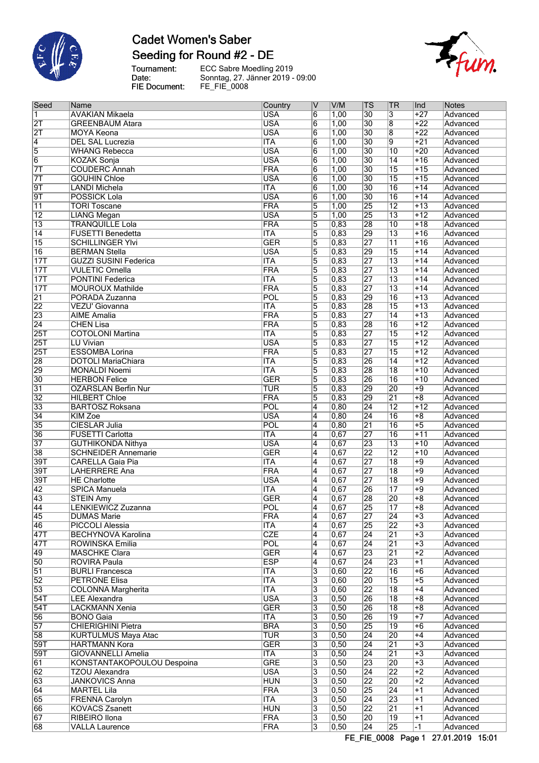# Cadet Women's Saber

## Seeding for Round #2 - DE

Tournament: ECC Sabre Moedling 2019
Date: Sonntag, 27. Jänner 2019 - 09:00
FIE Document: FE_FIE_0008

| Seed | Name | Country | V | V/M | TS | TR | Ind | Notes |
|---|---|---|---|---|---|---|---|---|
| 1 | AVAKIAN Mikaela | USA | 6 | 1,00 | 30 | 3 | +27 | Advanced |
| 2T | GREENBAUM Atara | USA | 6 | 1,00 | 30 | 8 | +22 | Advanced |
| 2T | MOYA Keona | USA | 6 | 1,00 | 30 | 8 | +22 | Advanced |
| 4 | DEL SAL Lucrezia | ITA | 6 | 1,00 | 30 | 9 | +21 | Advanced |
| 5 | WHANG Rebecca | USA | 6 | 1,00 | 30 | 10 | +20 | Advanced |
| 6 | KOZAK Sonja | USA | 6 | 1,00 | 30 | 14 | +16 | Advanced |
| 7T | COUDERC Annah | FRA | 6 | 1,00 | 30 | 15 | +15 | Advanced |
| 7T | GOUHIN Chloe | USA | 6 | 1,00 | 30 | 15 | +15 | Advanced |
| 9T | LANDI Michela | ITA | 6 | 1,00 | 30 | 16 | +14 | Advanced |
| 9T | POSSICK Lola | USA | 6 | 1,00 | 30 | 16 | +14 | Advanced |
| 11 | TORI Toscane | FRA | 5 | 1,00 | 25 | 12 | +13 | Advanced |
| 12 | LIANG Megan | USA | 5 | 1,00 | 25 | 13 | +12 | Advanced |
| 13 | TRANQUILLE Lola | FRA | 5 | 0,83 | 28 | 10 | +18 | Advanced |
| 14 | FUSETTI Benedetta | ITA | 5 | 0,83 | 29 | 13 | +16 | Advanced |
| 15 | SCHILLINGER Ylvi | GER | 5 | 0,83 | 27 | 11 | +16 | Advanced |
| 16 | BERMAN Stella | USA | 5 | 0,83 | 29 | 15 | +14 | Advanced |
| 17T | GUZZI SUSINI Federica | ITA | 5 | 0,83 | 27 | 13 | +14 | Advanced |
| 17T | VULETIC Ornella | FRA | 5 | 0,83 | 27 | 13 | +14 | Advanced |
| 17T | PONTINI Federica | ITA | 5 | 0,83 | 27 | 13 | +14 | Advanced |
| 17T | MOUROUX Mathilde | FRA | 5 | 0,83 | 27 | 13 | +14 | Advanced |
| 21 | PORADA Zuzanna | POL | 5 | 0,83 | 29 | 16 | +13 | Advanced |
| 22 | VEZU' Giovanna | ITA | 5 | 0,83 | 28 | 15 | +13 | Advanced |
| 23 | AIME Amalia | FRA | 5 | 0,83 | 27 | 14 | +13 | Advanced |
| 24 | CHEN Lisa | FRA | 5 | 0,83 | 28 | 16 | +12 | Advanced |
| 25T | COTOLONI Martina | ITA | 5 | 0,83 | 27 | 15 | +12 | Advanced |
| 25T | LU Vivian | USA | 5 | 0,83 | 27 | 15 | +12 | Advanced |
| 25T | ESSOMBA Lorina | FRA | 5 | 0,83 | 27 | 15 | +12 | Advanced |
| 28 | DOTOLI MariaChiara | ITA | 5 | 0,83 | 26 | 14 | +12 | Advanced |
| 29 | MONALDI Noemi | ITA | 5 | 0,83 | 28 | 18 | +10 | Advanced |
| 30 | HERBON Felice | GER | 5 | 0,83 | 26 | 16 | +10 | Advanced |
| 31 | OZARSLAN Berfin Nur | TUR | 5 | 0,83 | 29 | 20 | +9 | Advanced |
| 32 | HILBERT Chloe | FRA | 5 | 0,83 | 29 | 21 | +8 | Advanced |
| 33 | BARTOSZ Roksana | POL | 4 | 0,80 | 24 | 12 | +12 | Advanced |
| 34 | KIM Zoe | USA | 4 | 0,80 | 24 | 16 | +8 | Advanced |
| 35 | CIESLAR Julia | POL | 4 | 0,80 | 21 | 16 | +5 | Advanced |
| 36 | FUSETTI Carlotta | ITA | 4 | 0,67 | 27 | 16 | +11 | Advanced |
| 37 | GUTHIKONDA Nithya | USA | 4 | 0,67 | 23 | 13 | +10 | Advanced |
| 38 | SCHNEIDER Annemarie | GER | 4 | 0,67 | 22 | 12 | +10 | Advanced |
| 39T | CARELLA Gaia Pia | ITA | 4 | 0,67 | 27 | 18 | +9 | Advanced |
| 39T | LAHERRERE Ana | FRA | 4 | 0,67 | 27 | 18 | +9 | Advanced |
| 39T | HE Charlotte | USA | 4 | 0,67 | 27 | 18 | +9 | Advanced |
| 42 | SPICA Manuela | ITA | 4 | 0,67 | 26 | 17 | +9 | Advanced |
| 43 | STEIN Amy | GER | 4 | 0,67 | 28 | 20 | +8 | Advanced |
| 44 | LENKIEWICZ Zuzanna | POL | 4 | 0,67 | 25 | 17 | +8 | Advanced |
| 45 | DUMAS Marie | FRA | 4 | 0,67 | 27 | 24 | +3 | Advanced |
| 46 | PICCOLI Alessia | ITA | 4 | 0,67 | 25 | 22 | +3 | Advanced |
| 47T | BECHYNOVA Karolina | CZE | 4 | 0,67 | 24 | 21 | +3 | Advanced |
| 47T | ROWINSKA Emilia | POL | 4 | 0,67 | 24 | 21 | +3 | Advanced |
| 49 | MASCHKE Clara | GER | 4 | 0,67 | 23 | 21 | +2 | Advanced |
| 50 | ROVIRA Paula | ESP | 4 | 0,67 | 24 | 23 | +1 | Advanced |
| 51 | BURLI Francesca | ITA | 3 | 0,60 | 22 | 16 | +6 | Advanced |
| 52 | PETRONE Elisa | ITA | 3 | 0,60 | 20 | 15 | +5 | Advanced |
| 53 | COLONNA Margherita | ITA | 3 | 0,60 | 22 | 18 | +4 | Advanced |
| 54T | LEE Alexandra | USA | 3 | 0,50 | 26 | 18 | +8 | Advanced |
| 54T | LACKMANN Xenia | GER | 3 | 0,50 | 26 | 18 | +8 | Advanced |
| 56 | BONO Gaia | ITA | 3 | 0,50 | 26 | 19 | +7 | Advanced |
| 57 | CHIERIGHINI Pietra | BRA | 3 | 0,50 | 25 | 19 | +6 | Advanced |
| 58 | KURTULMUS Maya Atac | TUR | 3 | 0,50 | 24 | 20 | +4 | Advanced |
| 59T | HARTMANN Kora | GER | 3 | 0,50 | 24 | 21 | +3 | Advanced |
| 59T | GIOVANNELLI Amelia | ITA | 3 | 0,50 | 24 | 21 | +3 | Advanced |
| 61 | KONSTANTAKOPOULOU Despoina | GRE | 3 | 0,50 | 23 | 20 | +3 | Advanced |
| 62 | TZOU Alexandra | USA | 3 | 0,50 | 24 | 22 | +2 | Advanced |
| 63 | JANKOVICS Anna | HUN | 3 | 0,50 | 22 | 20 | +2 | Advanced |
| 64 | MARTEL Lila | FRA | 3 | 0,50 | 25 | 24 | +1 | Advanced |
| 65 | FRENNA Carolyn | ITA | 3 | 0,50 | 24 | 23 | +1 | Advanced |
| 66 | KOVACS Zsanett | HUN | 3 | 0,50 | 22 | 21 | +1 | Advanced |
| 67 | RIBEIRO Ilona | FRA | 3 | 0,50 | 20 | 19 | +1 | Advanced |
| 68 | VALLA Laurence | FRA | 3 | 0,50 | 24 | 25 | -1 | Advanced |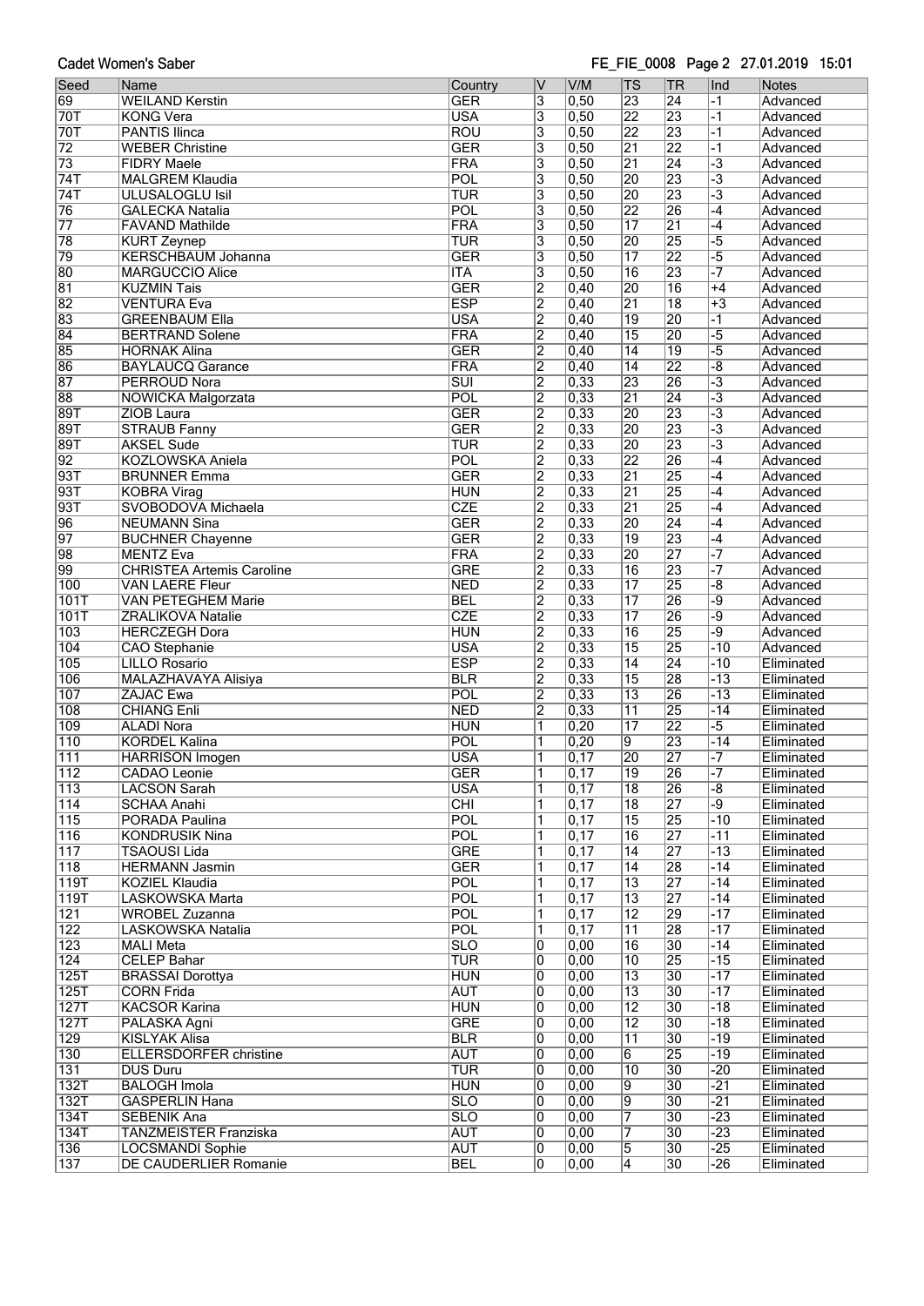Cadet Women's Saber

FE_FIE_0008 Page 2 27.01.2019 15:01

| Seed | Name | Country | V | V/M | TS | TR | Ind | Notes |
|---|---|---|---|---|---|---|---|---|
| 69 | WEILAND Kerstin | GER | 3 | 0,50 | 23 | 24 | -1 | Advanced |
| 70T | KONG Vera | USA | 3 | 0,50 | 22 | 23 | -1 | Advanced |
| 70T | PANTIS Ilinca | ROU | 3 | 0,50 | 22 | 23 | -1 | Advanced |
| 72 | WEBER Christine | GER | 3 | 0,50 | 21 | 22 | -1 | Advanced |
| 73 | FIDRY Maele | FRA | 3 | 0,50 | 21 | 24 | -3 | Advanced |
| 74T | MALGREM Klaudia | POL | 3 | 0,50 | 20 | 23 | -3 | Advanced |
| 74T | ULUSALOGLU Isil | TUR | 3 | 0,50 | 20 | 23 | -3 | Advanced |
| 76 | GALECKA Natalia | POL | 3 | 0,50 | 22 | 26 | -4 | Advanced |
| 77 | FAVAND Mathilde | FRA | 3 | 0,50 | 17 | 21 | -4 | Advanced |
| 78 | KURT Zeynep | TUR | 3 | 0,50 | 20 | 25 | -5 | Advanced |
| 79 | KERSCHBAUM Johanna | GER | 3 | 0,50 | 17 | 22 | -5 | Advanced |
| 80 | MARGUCCIO Alice | ITA | 3 | 0,50 | 16 | 23 | -7 | Advanced |
| 81 | KUZMIN Tais | GER | 2 | 0,40 | 20 | 16 | +4 | Advanced |
| 82 | VENTURA Eva | ESP | 2 | 0,40 | 21 | 18 | +3 | Advanced |
| 83 | GREENBAUM Ella | USA | 2 | 0,40 | 19 | 20 | -1 | Advanced |
| 84 | BERTRAND Solene | FRA | 2 | 0,40 | 15 | 20 | -5 | Advanced |
| 85 | HORNAK Alina | GER | 2 | 0,40 | 14 | 19 | -5 | Advanced |
| 86 | BAYLAUCQ Garance | FRA | 2 | 0,40 | 14 | 22 | -8 | Advanced |
| 87 | PERROUD Nora | SUI | 2 | 0,33 | 23 | 26 | -3 | Advanced |
| 88 | NOWICKA Malgorzata | POL | 2 | 0,33 | 21 | 24 | -3 | Advanced |
| 89T | ZIOB Laura | GER | 2 | 0,33 | 20 | 23 | -3 | Advanced |
| 89T | STRAUB Fanny | GER | 2 | 0,33 | 20 | 23 | -3 | Advanced |
| 89T | AKSEL Sude | TUR | 2 | 0,33 | 20 | 23 | -3 | Advanced |
| 92 | KOZLOWSKA Aniela | POL | 2 | 0,33 | 22 | 26 | -4 | Advanced |
| 93T | BRUNNER Emma | GER | 2 | 0,33 | 21 | 25 | -4 | Advanced |
| 93T | KOBRA Virag | HUN | 2 | 0,33 | 21 | 25 | -4 | Advanced |
| 93T | SVOBODOVA Michaela | CZE | 2 | 0,33 | 21 | 25 | -4 | Advanced |
| 96 | NEUMANN Sina | GER | 2 | 0,33 | 20 | 24 | -4 | Advanced |
| 97 | BUCHNER Chayenne | GER | 2 | 0,33 | 19 | 23 | -4 | Advanced |
| 98 | MENTZ Eva | FRA | 2 | 0,33 | 20 | 27 | -7 | Advanced |
| 99 | CHRISTEA Artemis Caroline | GRE | 2 | 0,33 | 16 | 23 | -7 | Advanced |
| 100 | VAN LAERE Fleur | NED | 2 | 0,33 | 17 | 25 | -8 | Advanced |
| 101T | VAN PETEGHEM Marie | BEL | 2 | 0,33 | 17 | 26 | -9 | Advanced |
| 101T | ZRALIKOVA Natalie | CZE | 2 | 0,33 | 17 | 26 | -9 | Advanced |
| 103 | HERCZEGH Dora | HUN | 2 | 0,33 | 16 | 25 | -9 | Advanced |
| 104 | CAO Stephanie | USA | 2 | 0,33 | 15 | 25 | -10 | Advanced |
| 105 | LILLO Rosario | ESP | 2 | 0,33 | 14 | 24 | -10 | Eliminated |
| 106 | MALAZHAVAYA Alisiya | BLR | 2 | 0,33 | 15 | 28 | -13 | Eliminated |
| 107 | ZAJAC Ewa | POL | 2 | 0,33 | 13 | 26 | -13 | Eliminated |
| 108 | CHIANG Enli | NED | 2 | 0,33 | 11 | 25 | -14 | Eliminated |
| 109 | ALADI Nora | HUN | 1 | 0,20 | 17 | 22 | -5 | Eliminated |
| 110 | KORDEL Kalina | POL | 1 | 0,20 | 9 | 23 | -14 | Eliminated |
| 111 | HARRISON Imogen | USA | 1 | 0,17 | 20 | 27 | -7 | Eliminated |
| 112 | CADAO Leonie | GER | 1 | 0,17 | 19 | 26 | -7 | Eliminated |
| 113 | LACSON Sarah | USA | 1 | 0,17 | 18 | 26 | -8 | Eliminated |
| 114 | SCHAA Anahi | CHI | 1 | 0,17 | 18 | 27 | -9 | Eliminated |
| 115 | PORADA Paulina | POL | 1 | 0,17 | 15 | 25 | -10 | Eliminated |
| 116 | KONDRUSIK Nina | POL | 1 | 0,17 | 16 | 27 | -11 | Eliminated |
| 117 | TSAOUSI Lida | GRE | 1 | 0,17 | 14 | 27 | -13 | Eliminated |
| 118 | HERMANN Jasmin | GER | 1 | 0,17 | 14 | 28 | -14 | Eliminated |
| 119T | KOZIEL Klaudia | POL | 1 | 0,17 | 13 | 27 | -14 | Eliminated |
| 119T | LASKOWSKA Marta | POL | 1 | 0,17 | 13 | 27 | -14 | Eliminated |
| 121 | WROBEL Zuzanna | POL | 1 | 0,17 | 12 | 29 | -17 | Eliminated |
| 122 | LASKOWSKA Natalia | POL | 1 | 0,17 | 11 | 28 | -17 | Eliminated |
| 123 | MALI Meta | SLO | 0 | 0,00 | 16 | 30 | -14 | Eliminated |
| 124 | CELEP Bahar | TUR | 0 | 0,00 | 10 | 25 | -15 | Eliminated |
| 125T | BRASSAI Dorottya | HUN | 0 | 0,00 | 13 | 30 | -17 | Eliminated |
| 125T | CORN Frida | AUT | 0 | 0,00 | 13 | 30 | -17 | Eliminated |
| 127T | KACSOR Karina | HUN | 0 | 0,00 | 12 | 30 | -18 | Eliminated |
| 127T | PALASKA Agni | GRE | 0 | 0,00 | 12 | 30 | -18 | Eliminated |
| 129 | KISLYAK Alisa | BLR | 0 | 0,00 | 11 | 30 | -19 | Eliminated |
| 130 | ELLERSDORFER christine | AUT | 0 | 0,00 | 6 | 25 | -19 | Eliminated |
| 131 | DUS Duru | TUR | 0 | 0,00 | 10 | 30 | -20 | Eliminated |
| 132T | BALOGH Imola | HUN | 0 | 0,00 | 9 | 30 | -21 | Eliminated |
| 132T | GASPERLIN Hana | SLO | 0 | 0,00 | 9 | 30 | -21 | Eliminated |
| 134T | SEBENIK Ana | SLO | 0 | 0,00 | 7 | 30 | -23 | Eliminated |
| 134T | TANZMEISTER Franziska | AUT | 0 | 0,00 | 7 | 30 | -23 | Eliminated |
| 136 | LOCSMANDI Sophie | AUT | 0 | 0,00 | 5 | 30 | -25 | Eliminated |
| 137 | DE CAUDERLIER Romanie | BEL | 0 | 0,00 | 4 | 30 | -26 | Eliminated |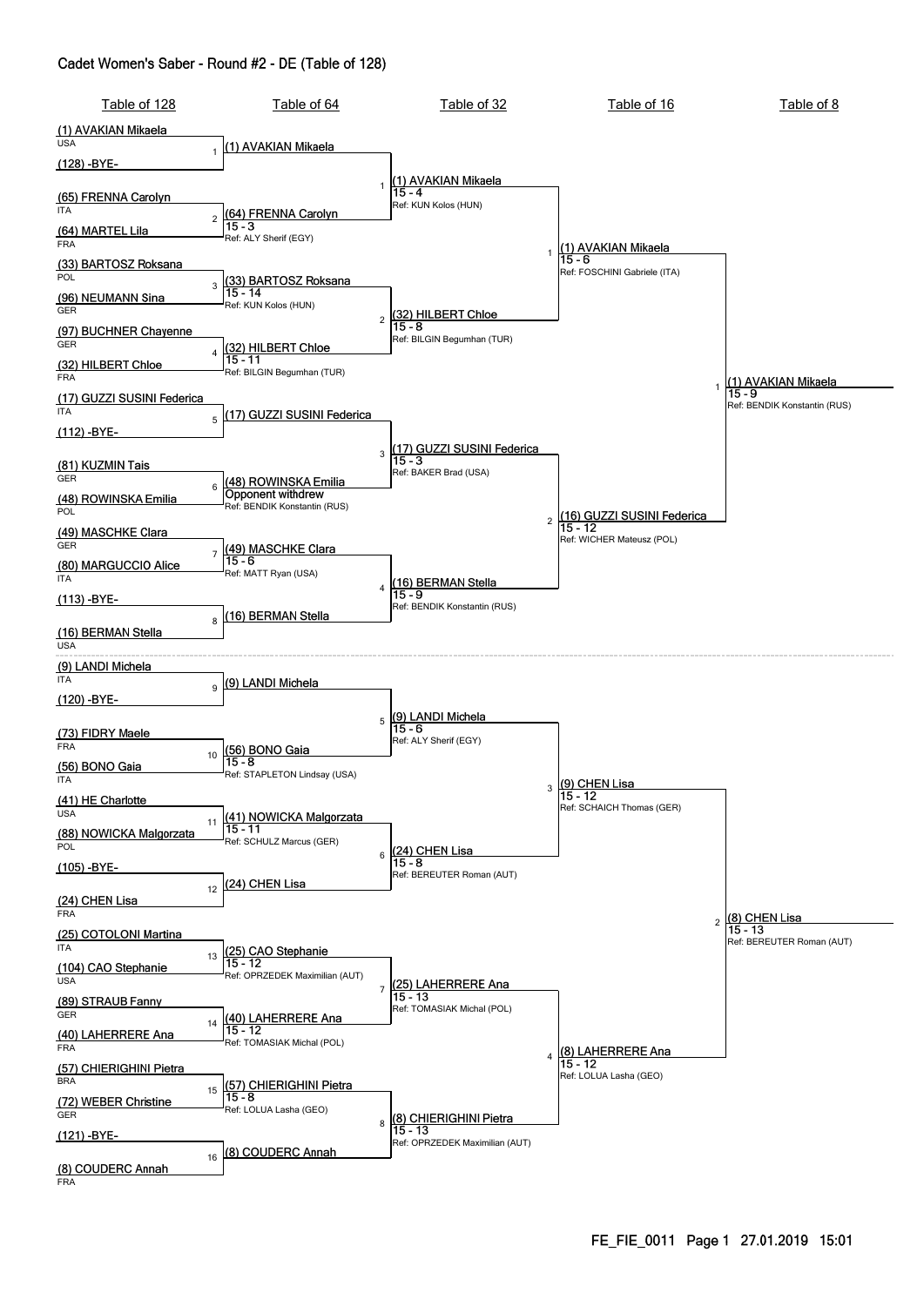# Cadet Women's Saber - Round #2 - DE (Table of 128)

## Table of 128

| Bout | Fencer 1 | Fencer 2 |
|---|---|---|
| 1 | (1) AVAKIAN Mikaela (USA) | (128) -BYE- |
| 2 | (65) FRENNA Carolyn (ITA) | (64) MARTEL Lila (FRA) |
| 3 | (33) BARTOSZ Roksana (POL) | (96) NEUMANN Sina (GER) |
| 4 | (97) BUCHNER Chayenne (GER) | (32) HILBERT Chloe (FRA) |
| 5 | (17) GUZZI SUSINI Federica (ITA) | (112) -BYE- |
| 6 | (81) KUZMIN Tais (GER) | (48) ROWINSKA Emilia (POL) |
| 7 | (49) MASCHKE Clara (GER) | (80) MARGUCCIO Alice (ITA) |
| 8 | (113) -BYE- | (16) BERMAN Stella (USA) |
| 9 | (9) LANDI Michela (ITA) | (120) -BYE- |
| 10 | (73) FIDRY Maele (FRA) | (56) BONO Gaia (ITA) |
| 11 | (41) HE Charlotte (USA) | (88) NOWICKA Malgorzata (POL) |
| 12 | (105) -BYE- | (24) CHEN Lisa (FRA) |
| 13 | (25) COTOLONI Martina (ITA) | (104) CAO Stephanie (USA) |
| 14 | (89) STRAUB Fanny (GER) | (40) LAHERRERE Ana (FRA) |
| 15 | (57) CHIERIGHINI Pietra (BRA) | (72) WEBER Christine (GER) |
| 16 | (121) -BYE- | (8) COUDERC Annah (FRA) |

## Table of 64

| Bout | Winner | Score | Referee |
|---|---|---|---|
| 1 | (1) AVAKIAN Mikaela | | |
| 2 | (64) FRENNA Carolyn | 15 - 3 | Ref: ALY Sherif (EGY) |
| 3 | (33) BARTOSZ Roksana | 15 - 14 | Ref: KUN Kolos (HUN) |
| 4 | (32) HILBERT Chloe | 15 - 11 | Ref: BILGIN Begumhan (TUR) |
| 5 | (17) GUZZI SUSINI Federica | | |
| 6 | (48) ROWINSKA Emilia | Opponent withdrew | Ref: BENDIK Konstantin (RUS) |
| 7 | (49) MASCHKE Clara | 15 - 6 | Ref: MATT Ryan (USA) |
| 8 | (16) BERMAN Stella | | |
| 9 | (9) LANDI Michela | | |
| 10 | (56) BONO Gaia | 15 - 8 | Ref: STAPLETON Lindsay (USA) |
| 11 | (41) NOWICKA Malgorzata | 15 - 11 | Ref: SCHULZ Marcus (GER) |
| 12 | (24) CHEN Lisa | | |
| 13 | (25) CAO Stephanie | 15 - 12 | Ref: OPRZEDEK Maximilian (AUT) |
| 14 | (40) LAHERRERE Ana | 15 - 12 | Ref: TOMASIAK Michal (POL) |
| 15 | (57) CHIERIGHINI Pietra | 15 - 8 | Ref: LOLUA Lasha (GEO) |
| 16 | (8) COUDERC Annah | | |

## Table of 32

| Bout | Winner | Score | Referee |
|---|---|---|---|
| 1 | (1) AVAKIAN Mikaela | 15 - 4 | Ref: KUN Kolos (HUN) |
| 2 | (32) HILBERT Chloe | 15 - 8 | Ref: BILGIN Begumhan (TUR) |
| 3 | (17) GUZZI SUSINI Federica | 15 - 3 | Ref: BAKER Brad (USA) |
| 4 | (16) BERMAN Stella | 15 - 9 | Ref: BENDIK Konstantin (RUS) |
| 5 | (9) LANDI Michela | 15 - 6 | Ref: ALY Sherif (EGY) |
| 6 | (24) CHEN Lisa | 15 - 8 | Ref: BEREUTER Roman (AUT) |
| 7 | (25) LAHERRERE Ana | 15 - 13 | Ref: TOMASIAK Michal (POL) |
| 8 | (8) CHIERIGHINI Pietra | 15 - 13 | Ref: OPRZEDEK Maximilian (AUT) |

## Table of 16

| Bout | Winner | Score | Referee |
|---|---|---|---|
| 1 | (1) AVAKIAN Mikaela | 15 - 6 | Ref: FOSCHINI Gabriele (ITA) |
| 2 | (16) GUZZI SUSINI Federica | 15 - 12 | Ref: WICHER Mateusz (POL) |
| 3 | (9) CHEN Lisa | 15 - 12 | Ref: SCHAICH Thomas (GER) |
| 4 | (8) LAHERRERE Ana | 15 - 12 | Ref: LOLUA Lasha (GEO) |

## Table of 8

| Bout | Winner | Score | Referee |
|---|---|---|---|
| 1 | (1) AVAKIAN Mikaela | 15 - 9 | Ref: BENDIK Konstantin (RUS) |
| 2 | (8) CHEN Lisa | 15 - 13 | Ref: BEREUTER Roman (AUT) |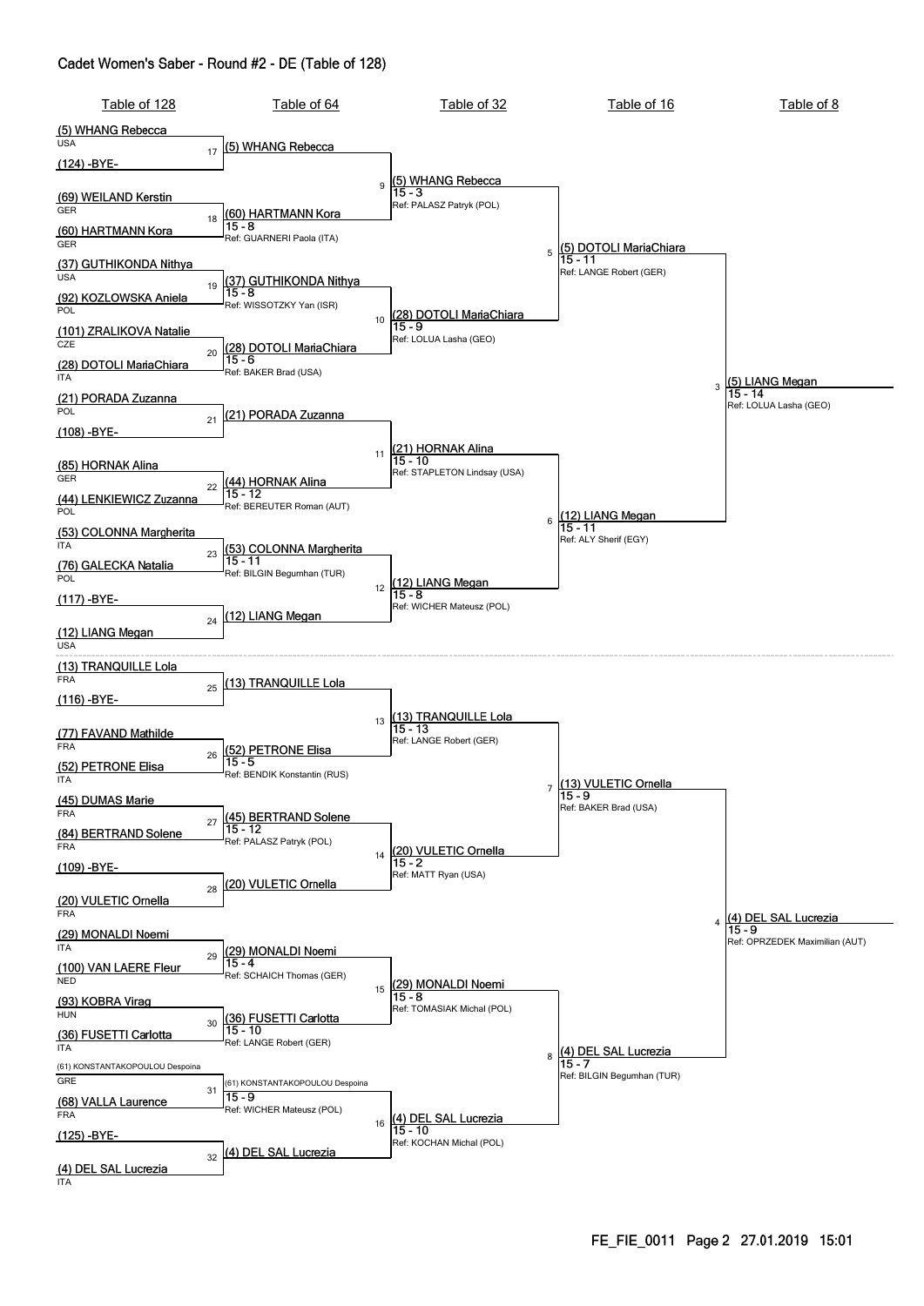# Cadet Women's Saber - Round #2 - DE (Table of 128)

## Table of 128

| Bout | Fencer 1 | Country | Fencer 2 | Country |
|---|---|---|---|---|
| 17 | (5) WHANG Rebecca | USA | (124) -BYE- | |
| 18 | (69) WEILAND Kerstin | GER | (60) HARTMANN Kora | GER |
| 19 | (37) GUTHIKONDA Nithya | USA | (92) KOZLOWSKA Aniela | POL |
| 20 | (101) ZRALIKOVA Natalie | CZE | (28) DOTOLI MariaChiara | ITA |
| 21 | (21) PORADA Zuzanna | POL | (108) -BYE- | |
| 22 | (85) HORNAK Alina | GER | (44) LENKIEWICZ Zuzanna | POL |
| 23 | (53) COLONNA Margherita | ITA | (76) GALECKA Natalia | POL |
| 24 | (117) -BYE- | | (12) LIANG Megan | USA |
| 25 | (13) TRANQUILLE Lola | FRA | (116) -BYE- | |
| 26 | (77) FAVAND Mathilde | FRA | (52) PETRONE Elisa | ITA |
| 27 | (45) DUMAS Marie | FRA | (84) BERTRAND Solene | FRA |
| 28 | (109) -BYE- | | (20) VULETIC Ornella | FRA |
| 29 | (29) MONALDI Noemi | ITA | (100) VAN LAERE Fleur | NED |
| 30 | (93) KOBRA Virag | HUN | (36) FUSETTI Carlotta | ITA |
| 31 | (61) KONSTANTAKOPOULOU Despoina | GRE | (68) VALLA Laurence | FRA |
| 32 | (125) -BYE- | | (4) DEL SAL Lucrezia | ITA |

## Table of 64

| Bout | Winner | Score | Referee |
|---|---|---|---|
| 17 | (5) WHANG Rebecca | | |
| 18 | (60) HARTMANN Kora | 15 - 8 | Ref: GUARNERI Paola (ITA) |
| 19 | (37) GUTHIKONDA Nithya | 15 - 8 | Ref: WISSOTZKY Yan (ISR) |
| 20 | (28) DOTOLI MariaChiara | 15 - 6 | Ref: BAKER Brad (USA) |
| 21 | (21) PORADA Zuzanna | | |
| 22 | (44) HORNAK Alina | 15 - 12 | Ref: BEREUTER Roman (AUT) |
| 23 | (53) COLONNA Margherita | 15 - 11 | Ref: BILGIN Begumhan (TUR) |
| 24 | (12) LIANG Megan | | |
| 25 | (13) TRANQUILLE Lola | | |
| 26 | (52) PETRONE Elisa | 15 - 5 | Ref: BENDIK Konstantin (RUS) |
| 27 | (45) BERTRAND Solene | 15 - 12 | Ref: PALASZ Patryk (POL) |
| 28 | (20) VULETIC Ornella | | |
| 29 | (29) MONALDI Noemi | 15 - 4 | Ref: SCHAICH Thomas (GER) |
| 30 | (36) FUSETTI Carlotta | 15 - 10 | Ref: LANGE Robert (GER) |
| 31 | (61) KONSTANTAKOPOULOU Despoina | 15 - 9 | Ref: WICHER Mateusz (POL) |
| 32 | (4) DEL SAL Lucrezia | | |

## Table of 32

| Bout | Winner | Score | Referee |
|---|---|---|---|
| 9 | (5) WHANG Rebecca | 15 - 3 | Ref: PALASZ Patryk (POL) |
| 10 | (28) DOTOLI MariaChiara | 15 - 9 | Ref: LOLUA Lasha (GEO) |
| 11 | (21) HORNAK Alina | 15 - 10 | Ref: STAPLETON Lindsay (USA) |
| 12 | (12) LIANG Megan | 15 - 8 | Ref: WICHER Mateusz (POL) |
| 13 | (13) TRANQUILLE Lola | 15 - 13 | Ref: LANGE Robert (GER) |
| 14 | (20) VULETIC Ornella | 15 - 2 | Ref: MATT Ryan (USA) |
| 15 | (29) MONALDI Noemi | 15 - 8 | Ref: TOMASIAK Michal (POL) |
| 16 | (4) DEL SAL Lucrezia | 15 - 10 | Ref: KOCHAN Michal (POL) |

## Table of 16

| Bout | Winner | Score | Referee |
|---|---|---|---|
| 5 | (5) DOTOLI MariaChiara | 15 - 11 | Ref: LANGE Robert (GER) |
| 6 | (12) LIANG Megan | 15 - 11 | Ref: ALY Sherif (EGY) |
| 7 | (13) VULETIC Ornella | 15 - 9 | Ref: BAKER Brad (USA) |
| 8 | (4) DEL SAL Lucrezia | 15 - 7 | Ref: BILGIN Begumhan (TUR) |

## Table of 8

| Bout | Winner | Score | Referee |
|---|---|---|---|
| 3 | (5) LIANG Megan | 15 - 14 | Ref: LOLUA Lasha (GEO) |
| 4 | (4) DEL SAL Lucrezia | 15 - 9 | Ref: OPRZEDEK Maximilian (AUT) |

FE_FIE_0011 Page 2 27.01.2019 15:01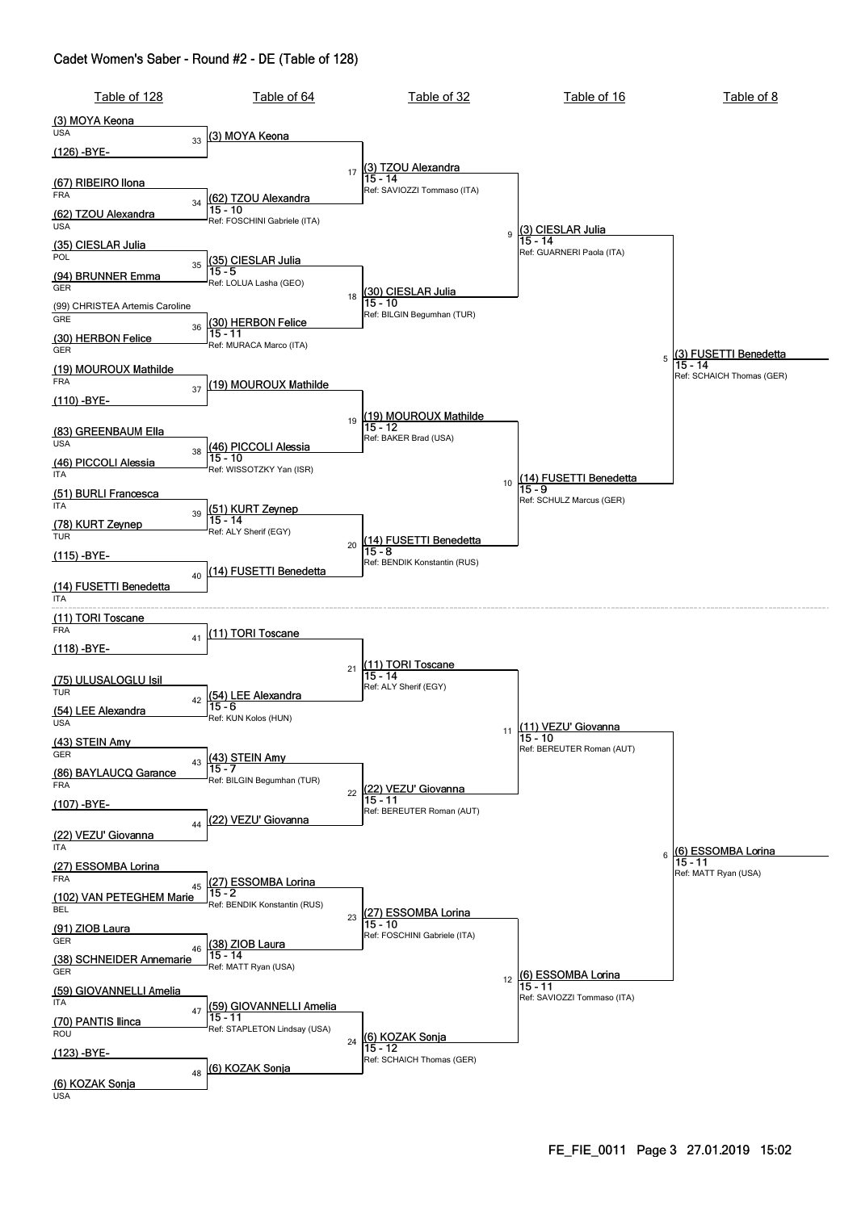# Cadet Women's Saber - Round #2 - DE (Table of 128)

## Table of 128

| Seed | Name | Country |
|---|---|---|
| (3) | MOYA Keona | USA |
| (126) | -BYE- | |
| (67) | RIBEIRO Ilona | FRA |
| (62) | TZOU Alexandra | USA |
| (35) | CIESLAR Julia | POL |
| (94) | BRUNNER Emma | GER |
| (99) | CHRISTEA Artemis Caroline | GRE |
| (30) | HERBON Felice | GER |
| (19) | MOUROUX Mathilde | FRA |
| (110) | -BYE- | |
| (83) | GREENBAUM Ella | USA |
| (46) | PICCOLI Alessia | ITA |
| (51) | BURLI Francesca | ITA |
| (78) | KURT Zeynep | TUR |
| (115) | -BYE- | |
| (14) | FUSETTI Benedetta | ITA |
| (11) | TORI Toscane | FRA |
| (118) | -BYE- | |
| (75) | ULUSALOGLU Isil | TUR |
| (54) | LEE Alexandra | USA |
| (43) | STEIN Amy | GER |
| (86) | BAYLAUCQ Garance | FRA |
| (107) | -BYE- | |
| (22) | VEZU' Giovanna | ITA |
| (27) | ESSOMBA Lorina | FRA |
| (102) | VAN PETEGHEM Marie | BEL |
| (91) | ZIOB Laura | GER |
| (38) | SCHNEIDER Annemarie | GER |
| (59) | GIOVANNELLI Amelia | ITA |
| (70) | PANTIS Ilinca | ROU |
| (123) | -BYE- | |
| (6) | KOZAK Sonja | USA |

## Table of 64

| Bout | Winner | Score | Referee |
|---|---|---|---|
| 33 | (3) MOYA Keona | | |
| 34 | (62) TZOU Alexandra | 15 - 10 | FOSCHINI Gabriele (ITA) |
| 35 | (35) CIESLAR Julia | 15 - 5 | LOLUA Lasha (GEO) |
| 36 | (30) HERBON Felice | 15 - 11 | MURACA Marco (ITA) |
| 37 | (19) MOUROUX Mathilde | | |
| 38 | (46) PICCOLI Alessia | 15 - 10 | WISSOTZKY Yan (ISR) |
| 39 | (51) KURT Zeynep | 15 - 14 | ALY Sherif (EGY) |
| 40 | (14) FUSETTI Benedetta | | |
| 41 | (11) TORI Toscane | | |
| 42 | (54) LEE Alexandra | 15 - 6 | KUN Kolos (HUN) |
| 43 | (43) STEIN Amy | 15 - 7 | BILGIN Begumhan (TUR) |
| 44 | (22) VEZU' Giovanna | | |
| 45 | (27) ESSOMBA Lorina | 15 - 2 | BENDIK Konstantin (RUS) |
| 46 | (38) ZIOB Laura | 15 - 14 | MATT Ryan (USA) |
| 47 | (59) GIOVANNELLI Amelia | 15 - 11 | STAPLETON Lindsay (USA) |
| 48 | (6) KOZAK Sonja | | |

## Table of 32

| Bout | Winner | Score | Referee |
|---|---|---|---|
| 17 | (3) TZOU Alexandra | 15 - 14 | SAVIOZZI Tommaso (ITA) |
| 18 | (30) CIESLAR Julia | 15 - 10 | BILGIN Begumhan (TUR) |
| 19 | (19) MOUROUX Mathilde | 15 - 12 | BAKER Brad (USA) |
| 20 | (14) FUSETTI Benedetta | 15 - 8 | BENDIK Konstantin (RUS) |
| 21 | (11) TORI Toscane | 15 - 14 | ALY Sherif (EGY) |
| 22 | (22) VEZU' Giovanna | 15 - 11 | BEREUTER Roman (AUT) |
| 23 | (27) ESSOMBA Lorina | 15 - 10 | FOSCHINI Gabriele (ITA) |
| 24 | (6) KOZAK Sonja | 15 - 12 | SCHAICH Thomas (GER) |

## Table of 16

| Bout | Winner | Score | Referee |
|---|---|---|---|
| 9 | (3) CIESLAR Julia | 15 - 14 | GUARNERI Paola (ITA) |
| 10 | (14) FUSETTI Benedetta | 15 - 9 | SCHULZ Marcus (GER) |
| 11 | (11) VEZU' Giovanna | 15 - 10 | BEREUTER Roman (AUT) |
| 12 | (6) ESSOMBA Lorina | 15 - 11 | SAVIOZZI Tommaso (ITA) |

## Table of 8

| Bout | Winner | Score | Referee |
|---|---|---|---|
| 5 | (3) FUSETTI Benedetta | 15 - 14 | SCHAICH Thomas (GER) |
| 6 | (6) ESSOMBA Lorina | 15 - 11 | MATT Ryan (USA) |

FE_FIE_0011 Page 3 27.01.2019 15:02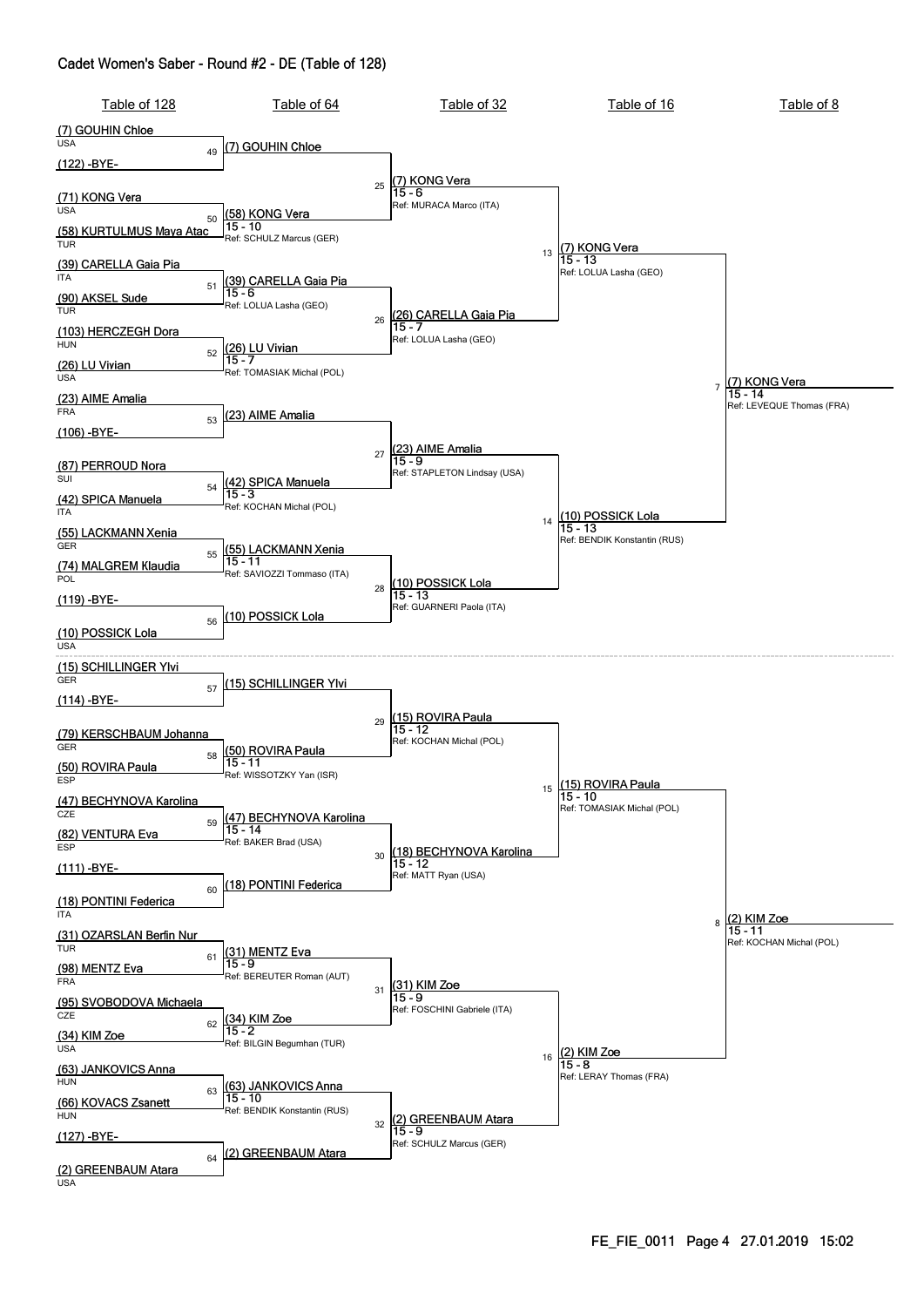## Cadet Women's Saber - Round #2 - DE (Table of 128)

### Table of 128

| Bout | Fencer 1 | Fencer 2 |
|---|---|---|
| 49 | (7) GOUHIN Chloe (USA) | (122) -BYE- |
| 50 | (71) KONG Vera (USA) | (58) KURTULMUS Maya Atac (TUR) |
| 51 | (39) CARELLA Gaia Pia (ITA) | (90) AKSEL Sude (TUR) |
| 52 | (103) HERCZEGH Dora (HUN) | (26) LU Vivian (USA) |
| 53 | (23) AIME Amalia (FRA) | (106) -BYE- |
| 54 | (87) PERROUD Nora (SUI) | (42) SPICA Manuela (ITA) |
| 55 | (55) LACKMANN Xenia (GER) | (74) MALGREM Klaudia (POL) |
| 56 | (119) -BYE- | (10) POSSICK Lola (USA) |
| 57 | (15) SCHILLINGER Ylvi (GER) | (114) -BYE- |
| 58 | (79) KERSCHBAUM Johanna (GER) | (50) ROVIRA Paula (ESP) |
| 59 | (47) BECHYNOVA Karolina (CZE) | (82) VENTURA Eva (ESP) |
| 60 | (111) -BYE- | (18) PONTINI Federica (ITA) |
| 61 | (31) OZARSLAN Berfin Nur (TUR) | (98) MENTZ Eva (FRA) |
| 62 | (95) SVOBODOVA Michaela (CZE) | (34) KIM Zoe (USA) |
| 63 | (63) JANKOVICS Anna (HUN) | (66) KOVACS Zsanett (HUN) |
| 64 | (127) -BYE- | (2) GREENBAUM Atara (USA) |

### Table of 64

| Bout | Winner | Score | Referee |
|---|---|---|---|
| 49 | (7) GOUHIN Chloe | | |
| 50 | (58) KONG Vera | 15 - 10 | SCHULZ Marcus (GER) |
| 51 | (39) CARELLA Gaia Pia | 15 - 6 | LOLUA Lasha (GEO) |
| 52 | (26) LU Vivian | 15 - 7 | TOMASIAK Michal (POL) |
| 53 | (23) AIME Amalia | | |
| 54 | (42) SPICA Manuela | 15 - 3 | KOCHAN Michal (POL) |
| 55 | (55) LACKMANN Xenia | 15 - 11 | SAVIOZZI Tommaso (ITA) |
| 56 | (10) POSSICK Lola | | |
| 57 | (15) SCHILLINGER Ylvi | | |
| 58 | (50) ROVIRA Paula | 15 - 11 | WISSOTZKY Yan (ISR) |
| 59 | (47) BECHYNOVA Karolina | 15 - 14 | BAKER Brad (USA) |
| 60 | (18) PONTINI Federica | | |
| 61 | (31) MENTZ Eva | 15 - 9 | BEREUTER Roman (AUT) |
| 62 | (34) KIM Zoe | 15 - 2 | BILGIN Begumhan (TUR) |
| 63 | (63) JANKOVICS Anna | 15 - 10 | BENDIK Konstantin (RUS) |
| 64 | (2) GREENBAUM Atara | | |

### Table of 32

| Bout | Winner | Score | Referee |
|---|---|---|---|
| 25 | (7) KONG Vera | 15 - 6 | MURACA Marco (ITA) |
| 26 | (26) CARELLA Gaia Pia | 15 - 7 | LOLUA Lasha (GEO) |
| 27 | (23) AIME Amalia | 15 - 9 | STAPLETON Lindsay (USA) |
| 28 | (10) POSSICK Lola | 15 - 13 | GUARNERI Paola (ITA) |
| 29 | (15) ROVIRA Paula | 15 - 12 | KOCHAN Michal (POL) |
| 30 | (18) BECHYNOVA Karolina | 15 - 12 | MATT Ryan (USA) |
| 31 | (31) KIM Zoe | 15 - 9 | FOSCHINI Gabriele (ITA) |
| 32 | (2) GREENBAUM Atara | 15 - 9 | SCHULZ Marcus (GER) |

### Table of 16

| Bout | Winner | Score | Referee |
|---|---|---|---|
| 13 | (7) KONG Vera | 15 - 13 | LOLUA Lasha (GEO) |
| 14 | (10) POSSICK Lola | 15 - 13 | BENDIK Konstantin (RUS) |
| 15 | (15) ROVIRA Paula | 15 - 10 | TOMASIAK Michal (POL) |
| 16 | (2) KIM Zoe | 15 - 8 | LERAY Thomas (FRA) |

### Table of 8

| Bout | Winner | Score | Referee |
|---|---|---|---|
| 7 | (7) KONG Vera | 15 - 14 | LEVEQUE Thomas (FRA) |
| 8 | (2) KIM Zoe | 15 - 11 | KOCHAN Michal (POL) |

FE_FIE_0011 Page 4 27.01.2019 15:02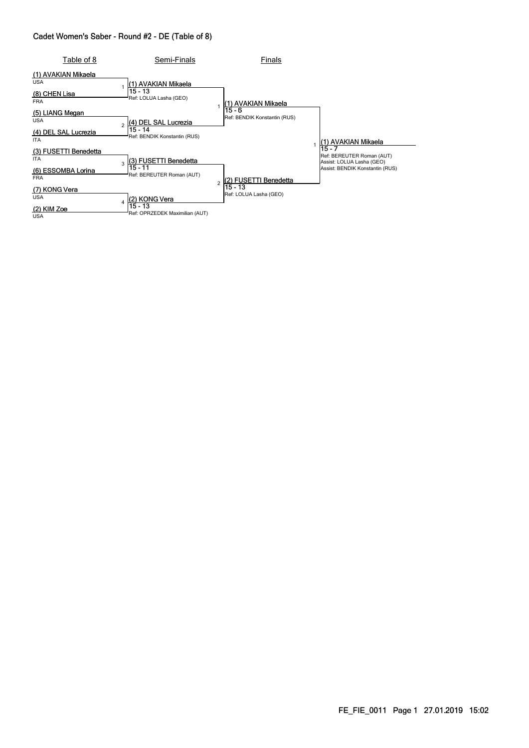# Cadet Women's Saber - Round #2 - DE (Table of 8)

## Table of 8

| # | Fencer | Country |
|---|---|---|
| 1 | (1) AVAKIAN Mikaela | USA |
| | (8) CHEN Lisa | FRA |
| 2 | (5) LIANG Megan | USA |
| | (4) DEL SAL Lucrezia | ITA |
| 3 | (3) FUSETTI Benedetta | ITA |
| | (6) ESSOMBA Lorina | FRA |
| 4 | (7) KONG Vera | USA |
| | (2) KIM Zoe | USA |

## Semi-Finals

| # | Winner | Score | Referee |
|---|---|---|---|
| 1 | (1) AVAKIAN Mikaela | 15 - 13 | Ref: LOLUA Lasha (GEO) |
| 2 | (4) DEL SAL Lucrezia | 15 - 14 | Ref: BENDIK Konstantin (RUS) |
| 3 | (3) FUSETTI Benedetta | 15 - 11 | Ref: BEREUTER Roman (AUT) |
| 4 | (2) KONG Vera | 15 - 13 | Ref: OPRZEDEK Maximilian (AUT) |

## Finals

| # | Winner | Score | Referee |
|---|---|---|---|
| 1 | (1) AVAKIAN Mikaela | 15 - 6 | Ref: BENDIK Konstantin (RUS) |
| 2 | (2) FUSETTI Benedetta | 15 - 13 | Ref: LOLUA Lasha (GEO) |

## Final Result

| # | Winner | Score | Referees |
|---|---|---|---|
| 1 | (1) AVAKIAN Mikaela | 15 - 7 | Ref: BEREUTER Roman (AUT); Assist: LOLUA Lasha (GEO); Assist: BENDIK Konstantin (RUS) |

FE_FIE_0011 Page 1 27.01.2019 15:02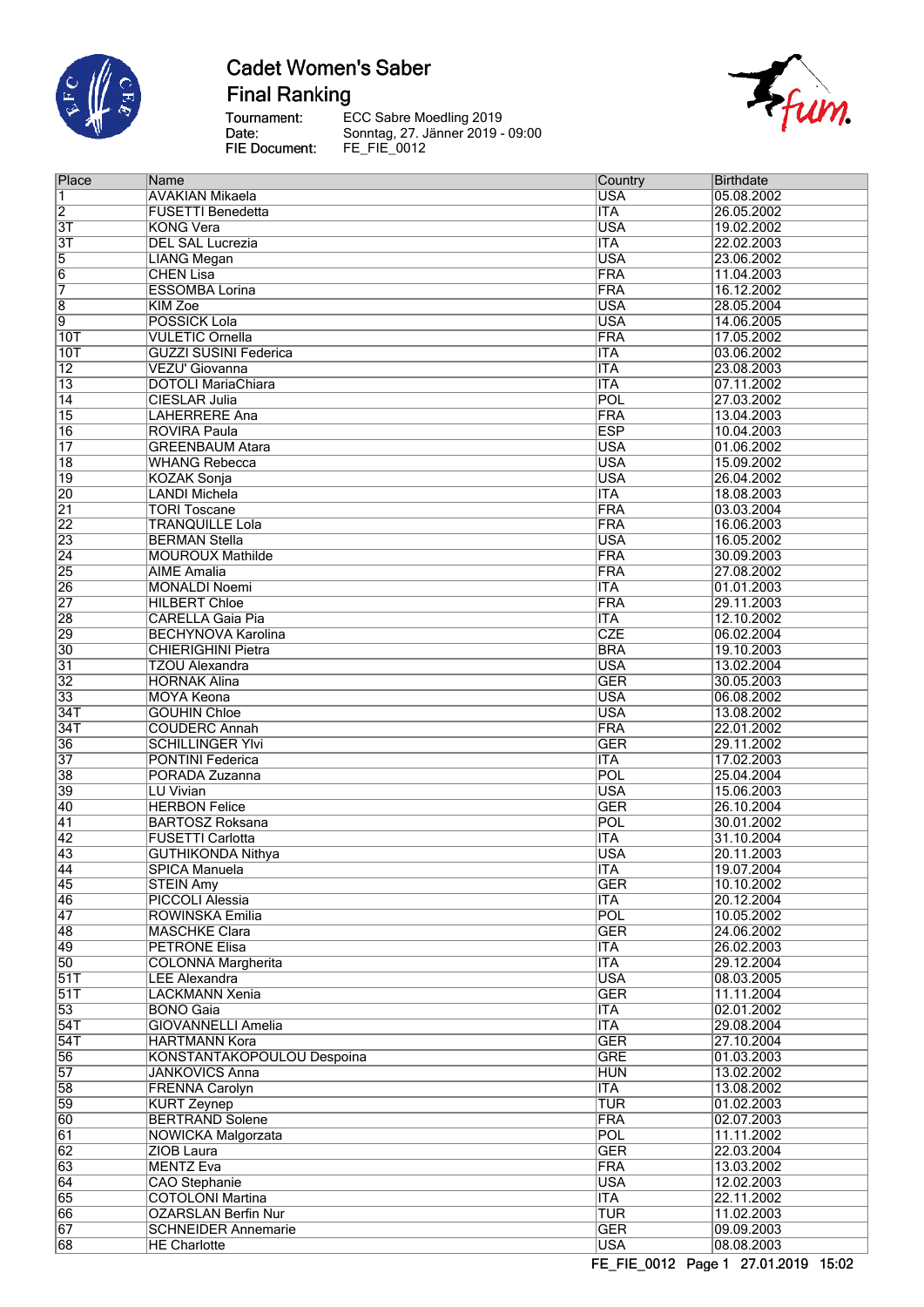# Cadet Women's Saber
## Final Ranking

Tournament: ECC Sabre Moedling 2019
Date: Sonntag, 27. Jänner 2019 - 09:00
FIE Document: FE_FIE_0012

| Place | Name | Country | Birthdate |
|---|---|---|---|
| 1 | AVAKIAN Mikaela | USA | 05.08.2002 |
| 2 | FUSETTI Benedetta | ITA | 26.05.2002 |
| 3T | KONG Vera | USA | 19.02.2002 |
| 3T | DEL SAL Lucrezia | ITA | 22.02.2003 |
| 5 | LIANG Megan | USA | 23.06.2002 |
| 6 | CHEN Lisa | FRA | 11.04.2003 |
| 7 | ESSOMBA Lorina | FRA | 16.12.2002 |
| 8 | KIM Zoe | USA | 28.05.2004 |
| 9 | POSSICK Lola | USA | 14.06.2005 |
| 10T | VULETIC Ornella | FRA | 17.05.2002 |
| 10T | GUZZI SUSINI Federica | ITA | 03.06.2002 |
| 12 | VEZU' Giovanna | ITA | 23.08.2003 |
| 13 | DOTOLI MariaChiara | ITA | 07.11.2002 |
| 14 | CIESLAR Julia | POL | 27.03.2002 |
| 15 | LAHERRERE Ana | FRA | 13.04.2003 |
| 16 | ROVIRA Paula | ESP | 10.04.2003 |
| 17 | GREENBAUM Atara | USA | 01.06.2002 |
| 18 | WHANG Rebecca | USA | 15.09.2002 |
| 19 | KOZAK Sonja | USA | 26.04.2002 |
| 20 | LANDI Michela | ITA | 18.08.2003 |
| 21 | TORI Toscane | FRA | 03.03.2004 |
| 22 | TRANQUILLE Lola | FRA | 16.06.2003 |
| 23 | BERMAN Stella | USA | 16.05.2002 |
| 24 | MOUROUX Mathilde | FRA | 30.09.2003 |
| 25 | AIME Amalia | FRA | 27.08.2002 |
| 26 | MONALDI Noemi | ITA | 01.01.2003 |
| 27 | HILBERT Chloe | FRA | 29.11.2003 |
| 28 | CARELLA Gaia Pia | ITA | 12.10.2002 |
| 29 | BECHYNOVA Karolina | CZE | 06.02.2004 |
| 30 | CHIERIGHINI Pietra | BRA | 19.10.2003 |
| 31 | TZOU Alexandra | USA | 13.02.2004 |
| 32 | HORNAK Alina | GER | 30.05.2003 |
| 33 | MOYA Keona | USA | 06.08.2002 |
| 34T | GOUHIN Chloe | USA | 13.08.2002 |
| 34T | COUDERC Annah | FRA | 22.01.2002 |
| 36 | SCHILLINGER Ylvi | GER | 29.11.2002 |
| 37 | PONTINI Federica | ITA | 17.02.2003 |
| 38 | PORADA Zuzanna | POL | 25.04.2004 |
| 39 | LU Vivian | USA | 15.06.2003 |
| 40 | HERBON Felice | GER | 26.10.2004 |
| 41 | BARTOSZ Roksana | POL | 30.01.2002 |
| 42 | FUSETTI Carlotta | ITA | 31.10.2004 |
| 43 | GUTHIKONDA Nithya | USA | 20.11.2003 |
| 44 | SPICA Manuela | ITA | 19.07.2004 |
| 45 | STEIN Amy | GER | 10.10.2002 |
| 46 | PICCOLI Alessia | ITA | 20.12.2004 |
| 47 | ROWINSKA Emilia | POL | 10.05.2002 |
| 48 | MASCHKE Clara | GER | 24.06.2002 |
| 49 | PETRONE Elisa | ITA | 26.02.2003 |
| 50 | COLONNA Margherita | ITA | 29.12.2004 |
| 51T | LEE Alexandra | USA | 08.03.2005 |
| 51T | LACKMANN Xenia | GER | 11.11.2004 |
| 53 | BONO Gaia | ITA | 02.01.2002 |
| 54T | GIOVANNELLI Amelia | ITA | 29.08.2004 |
| 54T | HARTMANN Kora | GER | 27.10.2004 |
| 56 | KONSTANTAKOPOULOU Despoina | GRE | 01.03.2003 |
| 57 | JANKOVICS Anna | HUN | 13.02.2002 |
| 58 | FRENNA Carolyn | ITA | 13.08.2002 |
| 59 | KURT Zeynep | TUR | 01.02.2003 |
| 60 | BERTRAND Solene | FRA | 02.07.2003 |
| 61 | NOWICKA Malgorzata | POL | 11.11.2002 |
| 62 | ZIOB Laura | GER | 22.03.2004 |
| 63 | MENTZ Eva | FRA | 13.03.2002 |
| 64 | CAO Stephanie | USA | 12.02.2003 |
| 65 | COTOLONI Martina | ITA | 22.11.2002 |
| 66 | OZARSLAN Berfin Nur | TUR | 11.02.2003 |
| 67 | SCHNEIDER Annemarie | GER | 09.09.2003 |
| 68 | HE Charlotte | USA | 08.08.2003 |

FE_FIE_0012 Page 1 27.01.2019 15:02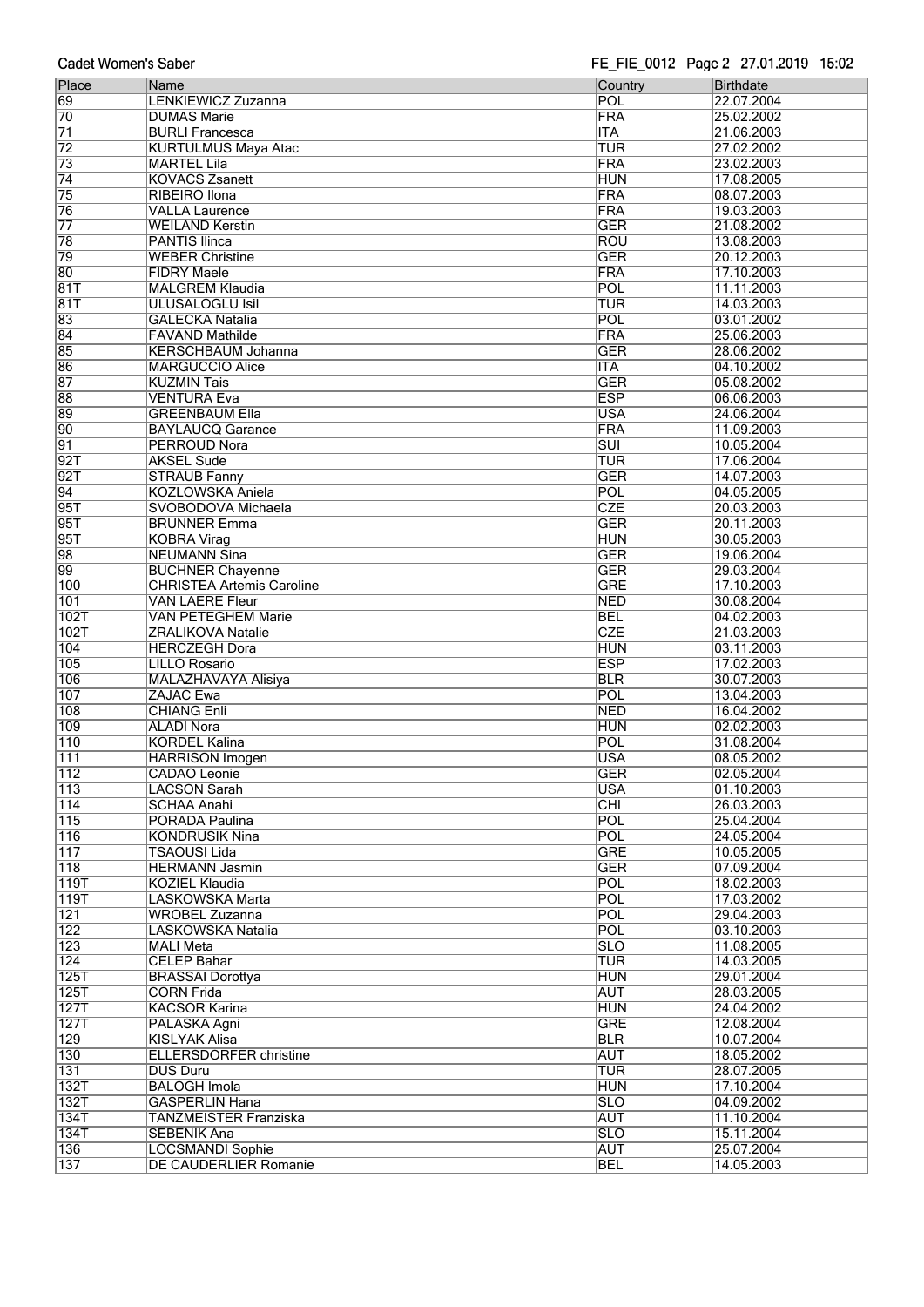# Cadet Women's Saber

| Place | Name | Country | Birthdate |
|---|---|---|---|
| 69 | LENKIEWICZ Zuzanna | POL | 22.07.2004 |
| 70 | DUMAS Marie | FRA | 25.02.2002 |
| 71 | BURLI Francesca | ITA | 21.06.2003 |
| 72 | KURTULMUS Maya Atac | TUR | 27.02.2002 |
| 73 | MARTEL Lila | FRA | 23.02.2003 |
| 74 | KOVACS Zsanett | HUN | 17.08.2005 |
| 75 | RIBEIRO Ilona | FRA | 08.07.2003 |
| 76 | VALLA Laurence | FRA | 19.03.2003 |
| 77 | WEILAND Kerstin | GER | 21.08.2002 |
| 78 | PANTIS Ilinca | ROU | 13.08.2003 |
| 79 | WEBER Christine | GER | 20.12.2003 |
| 80 | FIDRY Maele | FRA | 17.10.2003 |
| 81T | MALGREM Klaudia | POL | 11.11.2003 |
| 81T | ULUSALOGLU Isil | TUR | 14.03.2003 |
| 83 | GALECKA Natalia | POL | 03.01.2002 |
| 84 | FAVAND Mathilde | FRA | 25.06.2003 |
| 85 | KERSCHBAUM Johanna | GER | 28.06.2002 |
| 86 | MARGUCCIO Alice | ITA | 04.10.2002 |
| 87 | KUZMIN Tais | GER | 05.08.2002 |
| 88 | VENTURA Eva | ESP | 06.06.2003 |
| 89 | GREENBAUM Ella | USA | 24.06.2004 |
| 90 | BAYLAUCQ Garance | FRA | 11.09.2003 |
| 91 | PERROUD Nora | SUI | 10.05.2004 |
| 92T | AKSEL Sude | TUR | 17.06.2004 |
| 92T | STRAUB Fanny | GER | 14.07.2003 |
| 94 | KOZLOWSKA Aniela | POL | 04.05.2005 |
| 95T | SVOBODOVA Michaela | CZE | 20.03.2003 |
| 95T | BRUNNER Emma | GER | 20.11.2003 |
| 95T | KOBRA Virag | HUN | 30.05.2003 |
| 98 | NEUMANN Sina | GER | 19.06.2004 |
| 99 | BUCHNER Chayenne | GER | 29.03.2004 |
| 100 | CHRISTEA Artemis Caroline | GRE | 17.10.2003 |
| 101 | VAN LAERE Fleur | NED | 30.08.2004 |
| 102T | VAN PETEGHEM Marie | BEL | 04.02.2003 |
| 102T | ZRALIKOVA Natalie | CZE | 21.03.2003 |
| 104 | HERCZEGH Dora | HUN | 03.11.2003 |
| 105 | LILLO Rosario | ESP | 17.02.2003 |
| 106 | MALAZHAVAYA Alisiya | BLR | 30.07.2003 |
| 107 | ZAJAC Ewa | POL | 13.04.2003 |
| 108 | CHIANG Enli | NED | 16.04.2002 |
| 109 | ALADI Nora | HUN | 02.02.2003 |
| 110 | KORDEL Kalina | POL | 31.08.2004 |
| 111 | HARRISON Imogen | USA | 08.05.2002 |
| 112 | CADAO Leonie | GER | 02.05.2004 |
| 113 | LACSON Sarah | USA | 01.10.2003 |
| 114 | SCHAA Anahi | CHI | 26.03.2003 |
| 115 | PORADA Paulina | POL | 25.04.2004 |
| 116 | KONDRUSIK Nina | POL | 24.05.2004 |
| 117 | TSAOUSI Lida | GRE | 10.05.2005 |
| 118 | HERMANN Jasmin | GER | 07.09.2004 |
| 119T | KOZIEL Klaudia | POL | 18.02.2003 |
| 119T | LASKOWSKA Marta | POL | 17.03.2002 |
| 121 | WROBEL Zuzanna | POL | 29.04.2003 |
| 122 | LASKOWSKA Natalia | POL | 03.10.2003 |
| 123 | MALI Meta | SLO | 11.08.2005 |
| 124 | CELEP Bahar | TUR | 14.03.2005 |
| 125T | BRASSAI Dorottya | HUN | 29.01.2004 |
| 125T | CORN Frida | AUT | 28.03.2005 |
| 127T | KACSOR Karina | HUN | 24.04.2002 |
| 127T | PALASKA Agni | GRE | 12.08.2004 |
| 129 | KISLYAK Alisa | BLR | 10.07.2004 |
| 130 | ELLERSDORFER christine | AUT | 18.05.2002 |
| 131 | DUS Duru | TUR | 28.07.2005 |
| 132T | BALOGH Imola | HUN | 17.10.2004 |
| 132T | GASPERLIN Hana | SLO | 04.09.2002 |
| 134T | TANZMEISTER Franziska | AUT | 11.10.2004 |
| 134T | SEBENIK Ana | SLO | 15.11.2004 |
| 136 | LOCSMANDI Sophie | AUT | 25.07.2004 |
| 137 | DE CAUDERLIER Romanie | BEL | 14.05.2003 |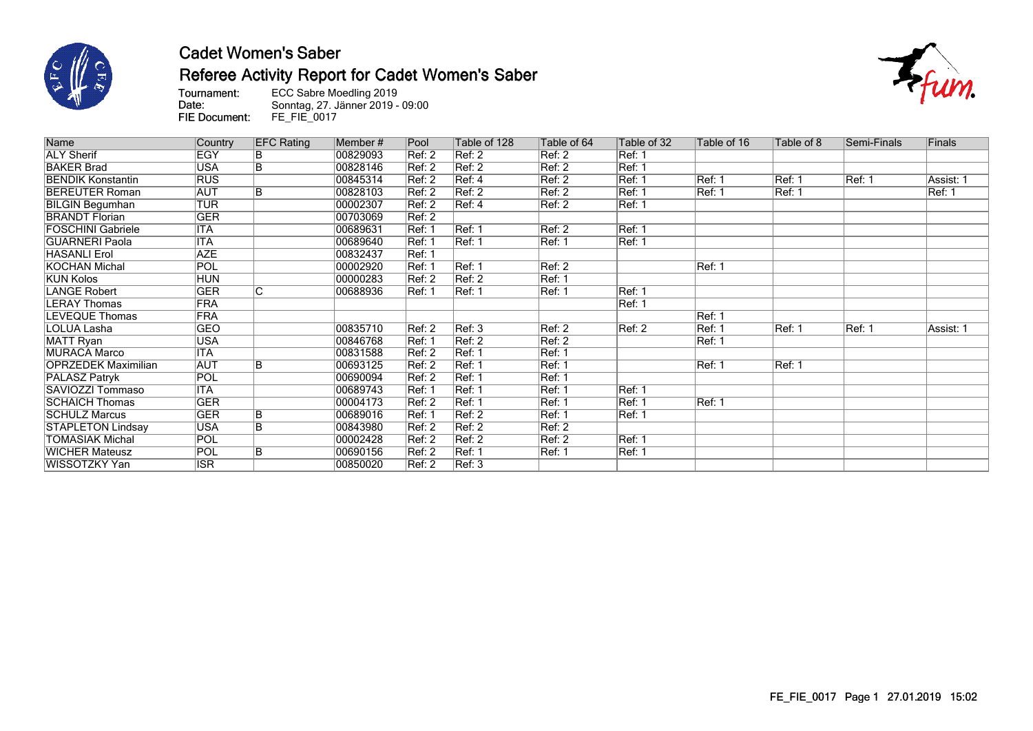# Cadet Women's Saber

## Referee Activity Report for Cadet Women's Saber

Tournament: ECC Sabre Moedling 2019
Date: Sonntag, 27. Jänner 2019 - 09:00
FIE Document: FE_FIE_0017

| Name | Country | EFC Rating | Member # | Pool | Table of 128 | Table of 64 | Table of 32 | Table of 16 | Table of 8 | Semi-Finals | Finals |
|---|---|---|---|---|---|---|---|---|---|---|---|
| ALY Sherif | EGY | B | 00829093 | Ref: 2 | Ref: 2 | Ref: 2 | Ref: 1 | | | | |
| BAKER Brad | USA | B | 00828146 | Ref: 2 | Ref: 2 | Ref: 2 | Ref: 1 | | | | |
| BENDIK Konstantin | RUS | | 00845314 | Ref: 2 | Ref: 4 | Ref: 2 | Ref: 1 | Ref: 1 | Ref: 1 | Ref: 1 | Assist: 1 |
| BEREUTER Roman | AUT | B | 00828103 | Ref: 2 | Ref: 2 | Ref: 2 | Ref: 1 | Ref: 1 | Ref: 1 | | Ref: 1 |
| BILGIN Begumhan | TUR | | 00002307 | Ref: 2 | Ref: 4 | Ref: 2 | Ref: 1 | | | | |
| BRANDT Florian | GER | | 00703069 | Ref: 2 | | | | | | | |
| FOSCHINI Gabriele | ITA | | 00689631 | Ref: 1 | Ref: 1 | Ref: 2 | Ref: 1 | | | | |
| GUARNERI Paola | ITA | | 00689640 | Ref: 1 | Ref: 1 | Ref: 1 | Ref: 1 | | | | |
| HASANLI Erol | AZE | | 00832437 | Ref: 1 | | | | | | | |
| KOCHAN Michal | POL | | 00002920 | Ref: 1 | Ref: 1 | Ref: 2 | | Ref: 1 | | | |
| KUN Kolos | HUN | | 00000283 | Ref: 2 | Ref: 2 | Ref: 1 | | | | | |
| LANGE Robert | GER | C | 00688936 | Ref: 1 | Ref: 1 | Ref: 1 | Ref: 1 | | | | |
| LERAY Thomas | FRA | | | | | | Ref: 1 | | | | |
| LEVEQUE Thomas | FRA | | | | | | | Ref: 1 | | | |
| LOLUA Lasha | GEO | | 00835710 | Ref: 2 | Ref: 3 | Ref: 2 | Ref: 2 | Ref: 1 | Ref: 1 | Ref: 1 | Assist: 1 |
| MATT Ryan | USA | | 00846768 | Ref: 1 | Ref: 2 | Ref: 2 | | Ref: 1 | | | |
| MURACA Marco | ITA | | 00831588 | Ref: 2 | Ref: 1 | Ref: 1 | | | | | |
| OPRZEDEK Maximilian | AUT | B | 00693125 | Ref: 2 | Ref: 1 | Ref: 1 | | Ref: 1 | Ref: 1 | | |
| PALASZ Patryk | POL | | 00690094 | Ref: 2 | Ref: 1 | Ref: 1 | | | | | |
| SAVIOZZI Tommaso | ITA | | 00689743 | Ref: 1 | Ref: 1 | Ref: 1 | Ref: 1 | | | | |
| SCHAICH Thomas | GER | | 00004173 | Ref: 2 | Ref: 1 | Ref: 1 | Ref: 1 | Ref: 1 | | | |
| SCHULZ Marcus | GER | B | 00689016 | Ref: 1 | Ref: 2 | Ref: 1 | Ref: 1 | | | | |
| STAPLETON Lindsay | USA | B | 00843980 | Ref: 2 | Ref: 2 | Ref: 2 | | | | | |
| TOMASIAK Michal | POL | | 00002428 | Ref: 2 | Ref: 2 | Ref: 2 | Ref: 1 | | | | |
| WICHER Mateusz | POL | B | 00690156 | Ref: 2 | Ref: 1 | Ref: 1 | Ref: 1 | | | | |
| WISSOTZKY Yan | ISR | | 00850020 | Ref: 2 | Ref: 3 | | | | | | |